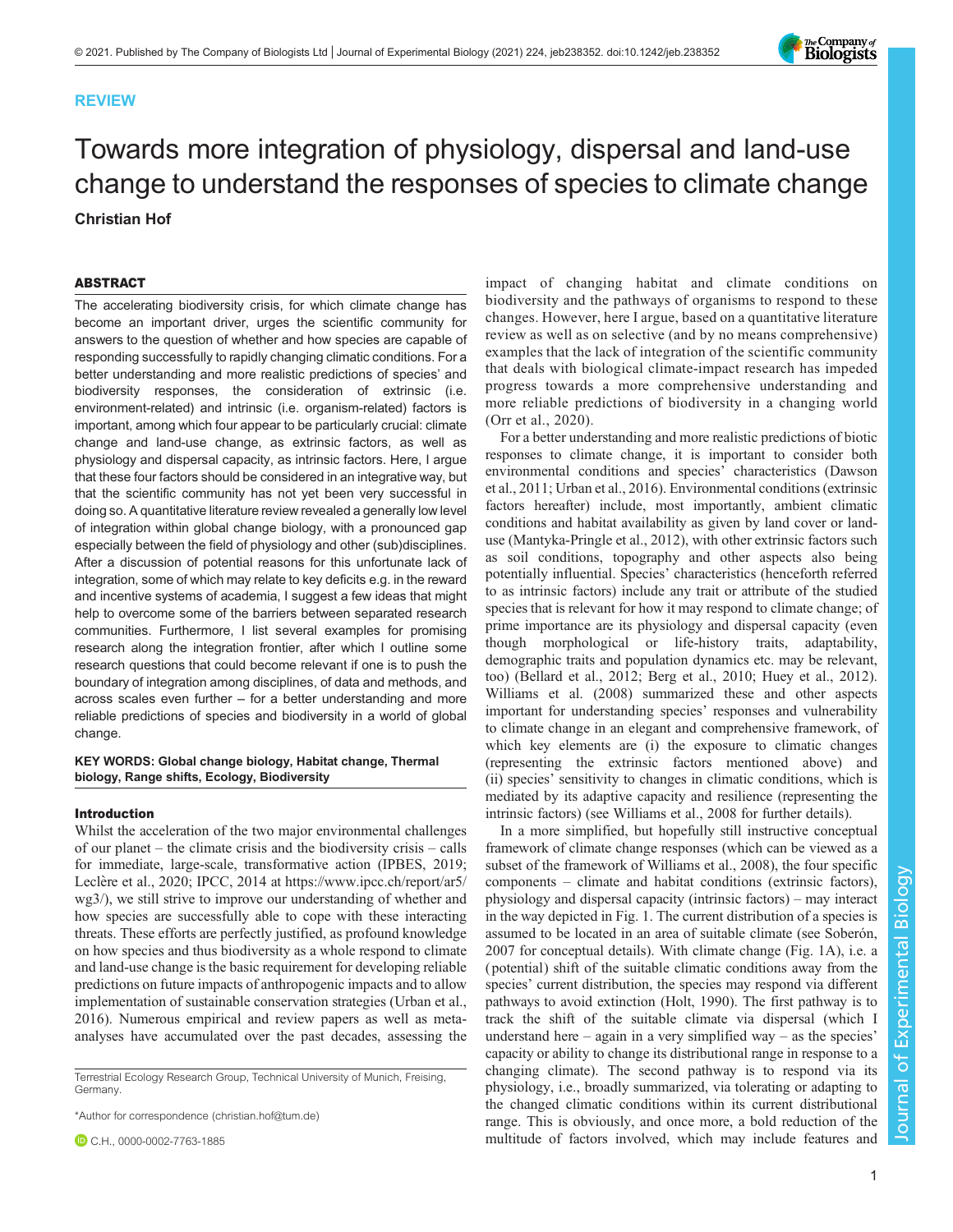REVIEW

# Towards more integration of physiology, dispersal and land-use change to understand the responses of species to climate change

**Christian Hof**

## ABSTRACT

The accelerating biodiversity crisis, for which climate change has become an important driver, urges the scientific community for answers to the question of whether and how species are capable of responding successfully to rapidly changing climatic conditions. For a better understanding and more realistic predictions of species' and biodiversity responses, the consideration of extrinsic (i.e. environment-related) and intrinsic (i.e. organism-related) factors is important, among which four appear to be particularly crucial: climate change and land-use change, as extrinsic factors, as well as physiology and dispersal capacity, as intrinsic factors. Here, I argue that these four factors should be considered in an integrative way, but that the scientific community has not yet been very successful in doing so. A quantitative literature review revealed a generally low level of integration within global change biology, with a pronounced gap especially between the field of physiology and other (sub)disciplines. After a discussion of potential reasons for this unfortunate lack of integration, some of which may relate to key deficits e.g. in the reward and incentive systems of academia, I suggest a few ideas that might help to overcome some of the barriers between separated research communities. Furthermore, I list several examples for promising research along the integration frontier, after which I outline some research questions that could become relevant if one is to push the boundary of integration among disciplines, of data and methods, and across scales even further – for a better understanding and more reliable predictions of species and biodiversity in a world of global change.

**KEY WORDS: Global change biology, Habitat change, Thermal biology, Range shifts, Ecology, Biodiversity**

## Introduction

Whilst the acceleration of the two major environmental challenges of our planet – the climate crisis and the biodiversity crisis – calls for immediate, large-scale, transformative action (IPBES, 2019; Leclère et al., 2020; IPCC, 2014 at https://www.ipcc.ch/report/ar5/wg3/), we still strive to improve our understanding of whether and how species are successfully able to cope with these interacting threats. These efforts are perfectly justified, as profound knowledge on how species and thus biodiversity as a whole respond to climate and land-use change is the basic requirement for developing reliable predictions on future impacts of anthropogenic impacts and to allow implementation of sustainable conservation strategies (Urban et al., 2016). Numerous empirical and review papers as well as meta-analyses have accumulated over the past decades, assessing the impact of changing habitat and climate conditions on biodiversity and the pathways of organisms to respond to these changes. However, here I argue, based on a quantitative literature review as well as on selective (and by no means comprehensive) examples that the lack of integration of the scientific community that deals with biological climate-impact research has impeded progress towards a more comprehensive understanding and more reliable predictions of biodiversity in a changing world (Orr et al., 2020).

For a better understanding and more realistic predictions of biotic responses to climate change, it is important to consider both environmental conditions and species' characteristics (Dawson et al., 2011; Urban et al., 2016). Environmental conditions (extrinsic factors hereafter) include, most importantly, ambient climatic conditions and habitat availability as given by land cover or land-use (Mantyka-Pringle et al., 2012), with other extrinsic factors such as soil conditions, topography and other aspects also being potentially influential. Species' characteristics (henceforth referred to as intrinsic factors) include any trait or attribute of the studied species that is relevant for how it may respond to climate change; of prime importance are its physiology and dispersal capacity (even though morphological or life-history traits, adaptability, demographic traits and population dynamics etc. may be relevant, too) (Bellard et al., 2012; Berg et al., 2010; Huey et al., 2012). Williams et al. (2008) summarized these and other aspects important for understanding species' responses and vulnerability to climate change in an elegant and comprehensive framework, of which key elements are (i) the exposure to climatic changes (representing the extrinsic factors mentioned above) and (ii) species' sensitivity to changes in climatic conditions, which is mediated by its adaptive capacity and resilience (representing the intrinsic factors) (see Williams et al., 2008 for further details).

In a more simplified, but hopefully still instructive conceptual framework of climate change responses (which can be viewed as a subset of the framework of Williams et al., 2008), the four specific components – climate and habitat conditions (extrinsic factors), physiology and dispersal capacity (intrinsic factors) – may interact in the way depicted in Fig. 1. The current distribution of a species is assumed to be located in an area of suitable climate (see Soberón, 2007 for conceptual details). With climate change (Fig. 1A), i.e. a (potential) shift of the suitable climatic conditions away from the species' current distribution, the species may respond via different pathways to avoid extinction (Holt, 1990). The first pathway is to track the shift of the suitable climate via dispersal (which I understand here – again in a very simplified way – as the species' capacity or ability to change its distributional range in response to a changing climate). The second pathway is to respond via its physiology, i.e., broadly summarized, via tolerating or adapting to the changed climatic conditions within its current distributional range. This is obviously, and once more, a bold reduction of the multitude of factors involved, which may include features and

Terrestrial Ecology Research Group, Technical University of Munich, Freising, Germany.

*Author for correspondence (christian.hof@tum.de)

C.H., 0000-0002-7763-1885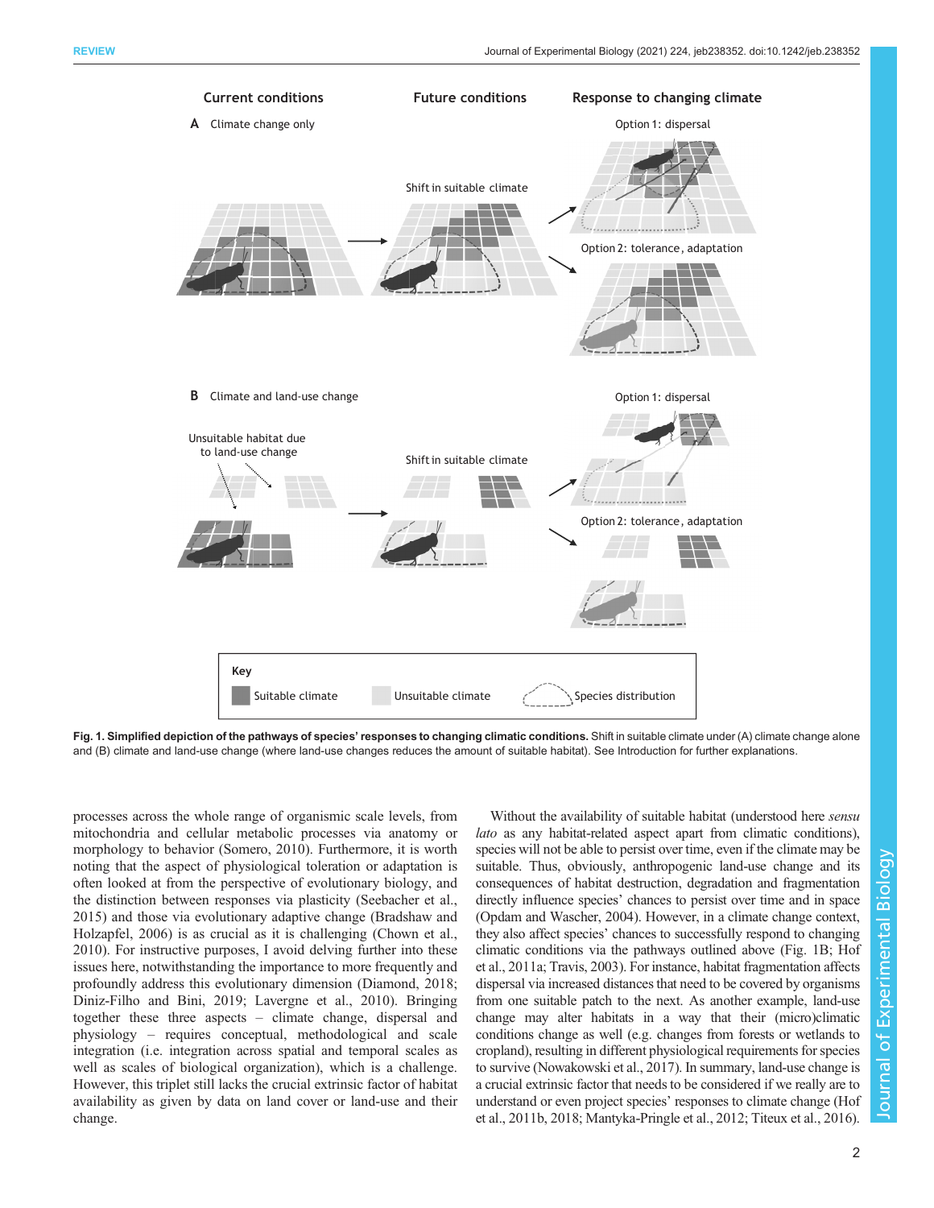Fig. 1. Simplified depiction of the pathways of species' responses to changing climatic conditions. Shift in suitable climate under (A) climate change alone and (B) climate and land-use change (where land-use changes reduces the amount of suitable habitat). See Introduction for further explanations.

processes across the whole range of organismic scale levels, from mitochondria and cellular metabolic processes via anatomy or morphology to behavior (Somero, 2010). Furthermore, it is worth noting that the aspect of physiological toleration or adaptation is often looked at from the perspective of evolutionary biology, and the distinction between responses via plasticity (Seebacher et al., 2015) and those via evolutionary adaptive change (Bradshaw and Holzapfel, 2006) is as crucial as it is challenging (Chown et al., 2010). For instructive purposes, I avoid delving further into these issues here, notwithstanding the importance to more frequently and profoundly address this evolutionary dimension (Diamond, 2018; Diniz-Filho and Bini, 2019; Lavergne et al., 2010). Bringing together these three aspects – climate change, dispersal and physiology – requires conceptual, methodological and scale integration (i.e. integration across spatial and temporal scales as well as scales of biological organization), which is a challenge. However, this triplet still lacks the crucial extrinsic factor of habitat availability as given by data on land cover or land-use and their change.

Without the availability of suitable habitat (understood here *sensu lato* as any habitat-related aspect apart from climatic conditions), species will not be able to persist over time, even if the climate may be suitable. Thus, obviously, anthropogenic land-use change and its consequences of habitat destruction, degradation and fragmentation directly influence species' chances to persist over time and in space (Opdam and Wascher, 2004). However, in a climate change context, they also affect species' chances to successfully respond to changing climatic conditions via the pathways outlined above (Fig. 1B; Hof et al., 2011a; Travis, 2003). For instance, habitat fragmentation affects dispersal via increased distances that need to be covered by organisms from one suitable patch to the next. As another example, land-use change may alter habitats in a way that their (micro)climatic conditions change as well (e.g. changes from forests or wetlands to cropland), resulting in different physiological requirements for species to survive (Nowakowski et al., 2017). In summary, land-use change is a crucial extrinsic factor that needs to be considered if we really are to understand or even project species' responses to climate change (Hof et al., 2011b, 2018; Mantyka-Pringle et al., 2012; Titeux et al., 2016).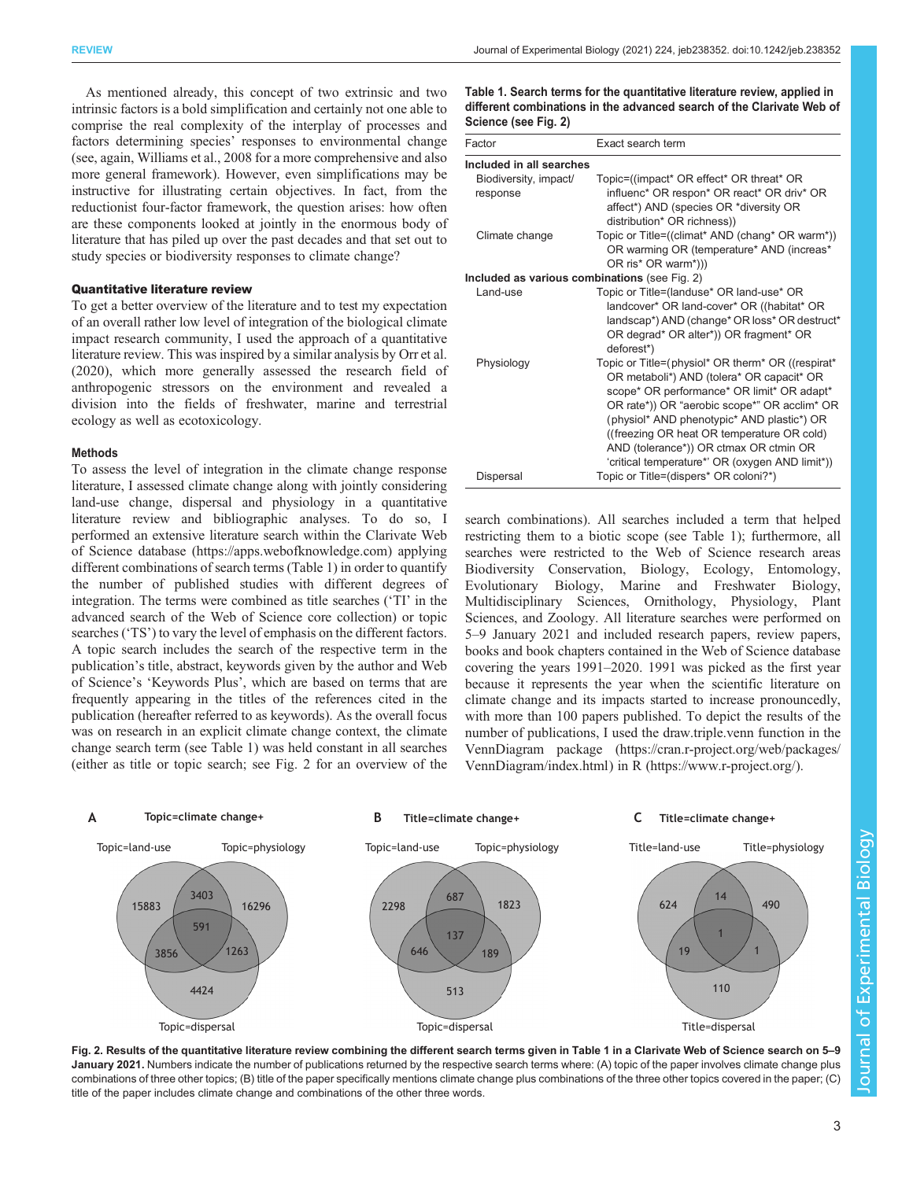As mentioned already, this concept of two extrinsic and two intrinsic factors is a bold simplification and certainly not one able to comprise the real complexity of the interplay of processes and factors determining species' responses to environmental change (see, again, Williams et al., 2008 for a more comprehensive and also more general framework). However, even simplifications may be instructive for illustrating certain objectives. In fact, from the reductionist four-factor framework, the question arises: how often are these components looked at jointly in the enormous body of literature that has piled up over the past decades and that set out to study species or biodiversity responses to climate change?

## Quantitative literature review

To get a better overview of the literature and to test my expectation of an overall rather low level of integration of the biological climate impact research community, I used the approach of a quantitative literature review. This was inspired by a similar analysis by Orr et al. (2020), which more generally assessed the research field of anthropogenic stressors on the environment and revealed a division into the fields of freshwater, marine and terrestrial ecology as well as ecotoxicology.

### Methods

To assess the level of integration in the climate change response literature, I assessed climate change along with jointly considering land-use change, dispersal and physiology in a quantitative literature review and bibliographic analyses. To do so, I performed an extensive literature search within the Clarivate Web of Science database (https://apps.webofknowledge.com) applying different combinations of search terms (Table 1) in order to quantify the number of published studies with different degrees of integration. The terms were combined as title searches ('TI' in the advanced search of the Web of Science core collection) or topic searches ('TS') to vary the level of emphasis on the different factors. A topic search includes the search of the respective term in the publication's title, abstract, keywords given by the author and Web of Science's 'Keywords Plus', which are based on terms that are frequently appearing in the titles of the references cited in the publication (hereafter referred to as keywords). As the overall focus was on research in an explicit climate change context, the climate change search term (see Table 1) was held constant in all searches (either as title or topic search; see Fig. 2 for an overview of the search combinations). All searches included a term that helped restricting them to a biotic scope (see Table 1); furthermore, all searches were restricted to the Web of Science research areas Biodiversity Conservation, Biology, Ecology, Entomology, Evolutionary Biology, Marine and Freshwater Biology, Multidisciplinary Sciences, Ornithology, Physiology, Plant Sciences, and Zoology. All literature searches were performed on 5–9 January 2021 and included research papers, review papers, books and book chapters contained in the Web of Science database covering the years 1991–2020. 1991 was picked as the first year because it represents the year when the scientific literature on climate change and its impacts started to increase pronouncedly, with more than 100 papers published. To depict the results of the number of publications, I used the draw.triple.venn function in the VennDiagram package (https://cran.r-project.org/web/packages/VennDiagram/index.html) in R (https://www.r-project.org/).

**Table 1. Search terms for the quantitative literature review, applied in different combinations in the advanced search of the Clarivate Web of Science (see Fig. 2)**

| Factor | Exact search term |
|---|---|
| **Included in all searches** | |
| Biodiversity, impact/ response | Topic=((impact* OR effect* OR threat* OR influenc* OR respon* OR react* OR driv* OR affect*) AND (species OR *diversity OR distribution* OR richness)) |
| Climate change | Topic or Title=((climat* AND (chang* OR warm*)) OR warming OR (temperature* AND (increas* OR ris* OR warm*))) |
| **Included as various combinations** (see Fig. 2) | |
| Land-use | Topic or Title=(landuse* OR land-use* OR landcover* OR land-cover* OR ((habitat* OR landscap*) AND (change* OR loss* OR destruct* OR degrad* OR alter*)) OR fragment* OR deforest*) |
| Physiology | Topic or Title=(physiol* OR therm* OR ((respirat* OR metaboli*) AND (tolera* OR capacit* OR scope* OR performance* OR limit* OR adapt* OR rate*)) OR "aerobic scope*" OR acclim* OR (physiol* AND phenotypic* AND plastic*) OR ((freezing OR heat OR temperature OR cold) AND (tolerance*)) OR ctmax OR ctmin OR 'critical temperature*' OR (oxygen AND limit*)) |
| Dispersal | Topic or Title=(dispers* OR coloni?*) |

**A** Topic=climate change+ — Topic=land-use: 15883; Topic=physiology: 16296; Topic=dispersal: 4424; land-use ∩ physiology: 3403; land-use ∩ dispersal: 3856; physiology ∩ dispersal: 1263; all three: 591

**B** Title=climate change+ — Topic=land-use: 2298; Topic=physiology: 1823; Topic=dispersal: 513; land-use ∩ physiology: 687; land-use ∩ dispersal: 646; physiology ∩ dispersal: 189; all three: 137

**C** Title=climate change+ — Title=land-use: 624; Title=physiology: 490; Title=dispersal: 110; land-use ∩ physiology: 14; land-use ∩ dispersal: 19; physiology ∩ dispersal: 1; all three: 1

**Fig. 2. Results of the quantitative literature review combining the different search terms given in Table 1 in a Clarivate Web of Science search on 5–9 January 2021.** Numbers indicate the number of publications returned by the respective search terms where: (A) topic of the paper involves climate change plus combinations of three other topics; (B) title of the paper specifically mentions climate change plus combinations of the three other topics covered in the paper; (C) title of the paper includes climate change and combinations of the other three words.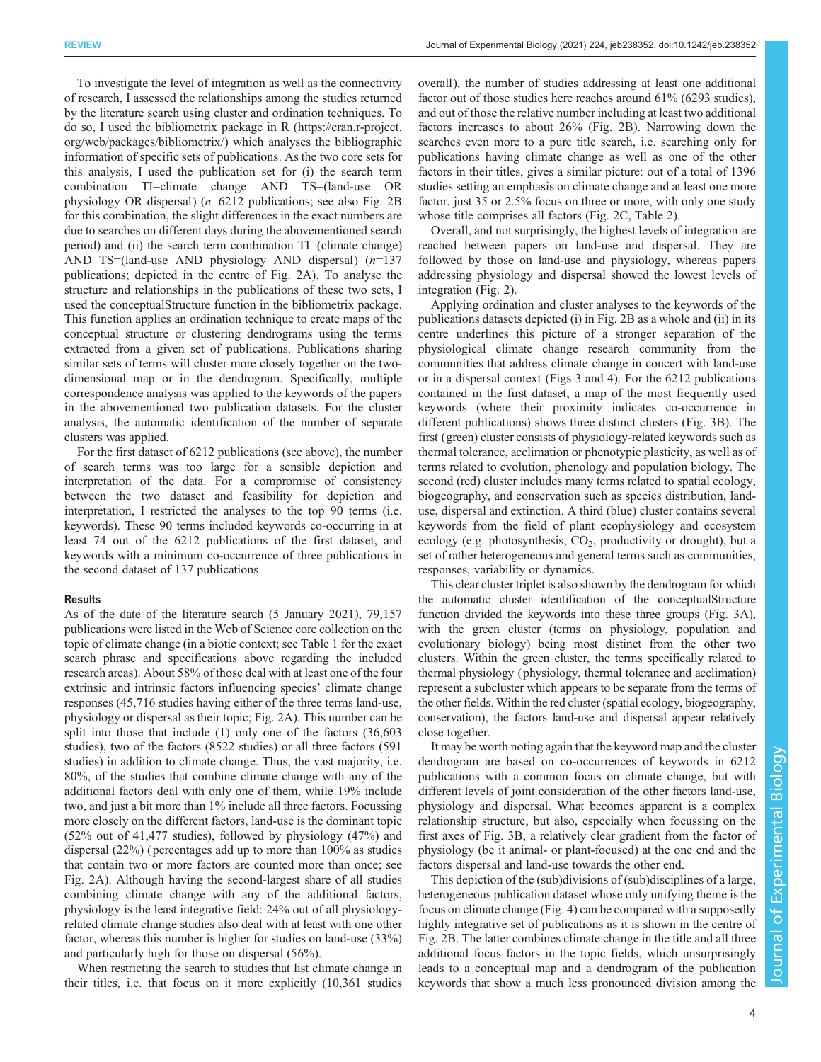To investigate the level of integration as well as the connectivity of research, I assessed the relationships among the studies returned by the literature search using cluster and ordination techniques. To do so, I used the bibliometrix package in R (https://cran.r-project.org/web/packages/bibliometrix/) which analyses the bibliographic information of specific sets of publications. As the two core sets for this analysis, I used the publication set for (i) the search term combination TI=climate change AND TS=(land-use OR physiology OR dispersal) (*n*=6212 publications; see also Fig. 2B for this combination, the slight differences in the exact numbers are due to searches on different days during the abovementioned search period) and (ii) the search term combination TI=(climate change) AND TS=(land-use AND physiology AND dispersal) (*n*=137 publications; depicted in the centre of Fig. 2A). To analyse the structure and relationships in the publications of these two sets, I used the conceptualStructure function in the bibliometrix package. This function applies an ordination technique to create maps of the conceptual structure or clustering dendrograms using the terms extracted from a given set of publications. Publications sharing similar sets of terms will cluster more closely together on the two-dimensional map or in the dendrogram. Specifically, multiple correspondence analysis was applied to the keywords of the papers in the abovementioned two publication datasets. For the cluster analysis, the automatic identification of the number of separate clusters was applied.

For the first dataset of 6212 publications (see above), the number of search terms was too large for a sensible depiction and interpretation of the data. For a compromise of consistency between the two dataset and feasibility for depiction and interpretation, I restricted the analyses to the top 90 terms (i.e. keywords). These 90 terms included keywords co-occurring in at least 74 out of the 6212 publications of the first dataset, and keywords with a minimum co-occurrence of three publications in the second dataset of 137 publications.

### Results

As of the date of the literature search (5 January 2021), 79,157 publications were listed in the Web of Science core collection on the topic of climate change (in a biotic context; see Table 1 for the exact search phrase and specifications above regarding the included research areas). About 58% of those deal with at least one of the four extrinsic and intrinsic factors influencing species' climate change responses (45,716 studies having either of the three terms land-use, physiology or dispersal as their topic; Fig. 2A). This number can be split into those that include (1) only one of the factors (36,603 studies), two of the factors (8522 studies) or all three factors (591 studies) in addition to climate change. Thus, the vast majority, i.e. 80%, of the studies that combine climate change with any of the additional factors deal with only one of them, while 19% include two, and just a bit more than 1% include all three factors. Focussing more closely on the different factors, land-use is the dominant topic (52% out of 41,477 studies), followed by physiology (47%) and dispersal (22%) (percentages add up to more than 100% as studies that contain two or more factors are counted more than once; see Fig. 2A). Although having the second-largest share of all studies combining climate change with any of the additional factors, physiology is the least integrative field: 24% out of all physiology-related climate change studies also deal with at least with one other factor, whereas this number is higher for studies on land-use (33%) and particularly high for those on dispersal (56%).

When restricting the search to studies that list climate change in their titles, i.e. that focus on it more explicitly (10,361 studies overall), the number of studies addressing at least one additional factor out of those studies here reaches around 61% (6293 studies), and out of those the relative number including at least two additional factors increases to about 26% (Fig. 2B). Narrowing down the searches even more to a pure title search, i.e. searching only for publications having climate change as well as one of the other factors in their titles, gives a similar picture: out of a total of 1396 studies setting an emphasis on climate change and at least one more factor, just 35 or 2.5% focus on three or more, with only one study whose title comprises all factors (Fig. 2C, Table 2).

Overall, and not surprisingly, the highest levels of integration are reached between papers on land-use and dispersal. They are followed by those on land-use and physiology, whereas papers addressing physiology and dispersal showed the lowest levels of integration (Fig. 2).

Applying ordination and cluster analyses to the keywords of the publications datasets depicted (i) in Fig. 2B as a whole and (ii) in its centre underlines this picture of a stronger separation of the physiological climate change research community from the communities that address climate change in concert with land-use or in a dispersal context (Figs 3 and 4). For the 6212 publications contained in the first dataset, a map of the most frequently used keywords (where their proximity indicates co-occurrence in different publications) shows three distinct clusters (Fig. 3B). The first (green) cluster consists of physiology-related keywords such as thermal tolerance, acclimation or phenotypic plasticity, as well as of terms related to evolution, phenology and population biology. The second (red) cluster includes many terms related to spatial ecology, biogeography, and conservation such as species distribution, land-use, dispersal and extinction. A third (blue) cluster contains several keywords from the field of plant ecophysiology and ecosystem ecology (e.g. photosynthesis, $CO_2$, productivity or drought), but a set of rather heterogeneous and general terms such as communities, responses, variability or dynamics.

This clear cluster triplet is also shown by the dendrogram for which the automatic cluster identification of the conceptualStructure function divided the keywords into these three groups (Fig. 3A), with the green cluster (terms on physiology, population and evolutionary biology) being most distinct from the other two clusters. Within the green cluster, the terms specifically related to thermal physiology (physiology, thermal tolerance and acclimation) represent a subcluster which appears to be separate from the terms of the other fields. Within the red cluster (spatial ecology, biogeography, conservation), the factors land-use and dispersal appear relatively close together.

It may be worth noting again that the keyword map and the cluster dendrogram are based on co-occurrences of keywords in 6212 publications with a common focus on climate change, but with different levels of joint consideration of the other factors land-use, physiology and dispersal. What becomes apparent is a complex relationship structure, but also, especially when focussing on the first axes of Fig. 3B, a relatively clear gradient from the factor of physiology (be it animal- or plant-focused) at the one end and the factors dispersal and land-use towards the other end.

This depiction of the (sub)divisions of (sub)disciplines of a large, heterogeneous publication dataset whose only unifying theme is the focus on climate change (Fig. 4) can be compared with a supposedly highly integrative set of publications as it is shown in the centre of Fig. 2B. The latter combines climate change in the title and all three additional focus factors in the topic fields, which unsurprisingly leads to a conceptual map and a dendrogram of the publication keywords that show a much less pronounced division among the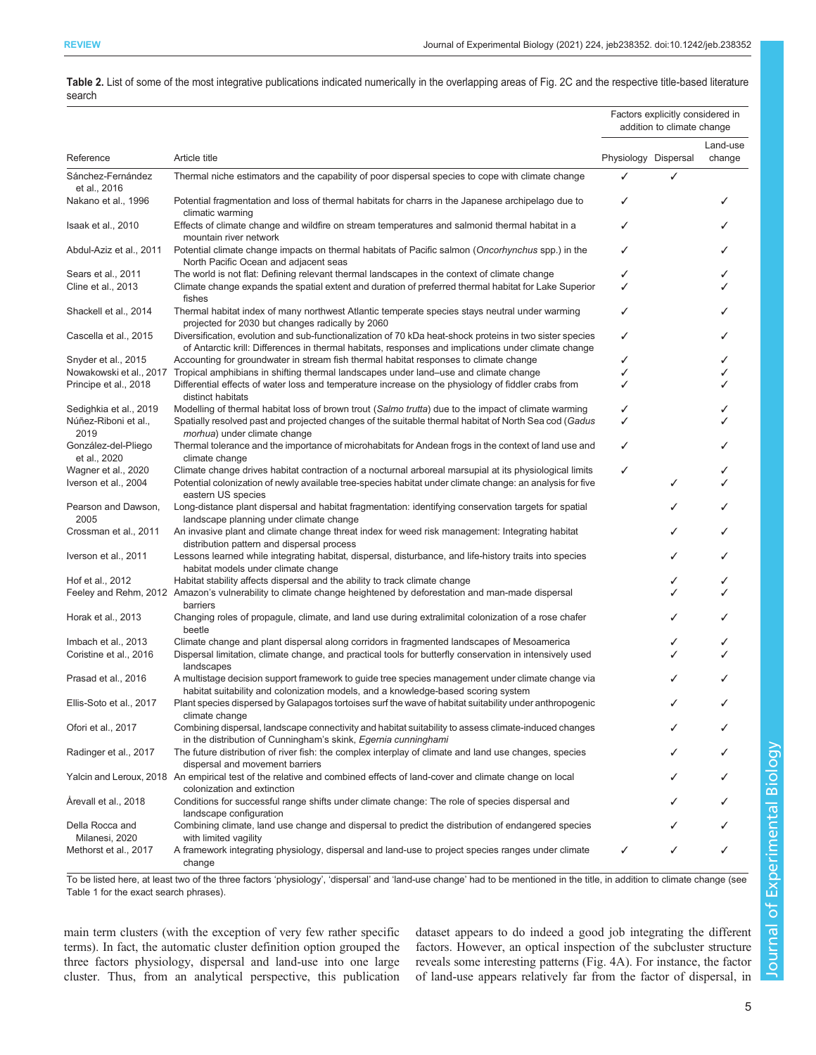**Table 2.** List of some of the most integrative publications indicated numerically in the overlapping areas of Fig. 2C and the respective title-based literature search

| Reference | Article title | Factors explicitly considered in addition to climate change | | |
|---|---|---|---|---|
| | | Physiology | Dispersal | Land-use change |
| Sánchez-Fernández et al., 2016 | Thermal niche estimators and the capability of poor dispersal species to cope with climate change | ✓ | ✓ | |
| Nakano et al., 1996 | Potential fragmentation and loss of thermal habitats for charrs in the Japanese archipelago due to climatic warming | ✓ | | ✓ |
| Isaak et al., 2010 | Effects of climate change and wildfire on stream temperatures and salmonid thermal habitat in a mountain river network | ✓ | | ✓ |
| Abdul-Aziz et al., 2011 | Potential climate change impacts on thermal habitats of Pacific salmon (*Oncorhynchus* spp.) in the North Pacific Ocean and adjacent seas | ✓ | | ✓ |
| Sears et al., 2011 | The world is not flat: Defining relevant thermal landscapes in the context of climate change | ✓ | | ✓ |
| Cline et al., 2013 | Climate change expands the spatial extent and duration of preferred thermal habitat for Lake Superior fishes | ✓ | | ✓ |
| Shackell et al., 2014 | Thermal habitat index of many northwest Atlantic temperate species stays neutral under warming projected for 2030 but changes radically by 2060 | ✓ | | ✓ |
| Cascella et al., 2015 | Diversification, evolution and sub-functionalization of 70 kDa heat-shock proteins in two sister species of Antarctic krill: Differences in thermal habitats, responses and implications under climate change | ✓ | | ✓ |
| Snyder et al., 2015 | Accounting for groundwater in stream fish thermal habitat responses to climate change | ✓ | | ✓ |
| Nowakowski et al., 2017 | Tropical amphibians in shifting thermal landscapes under land–use and climate change | ✓ | | ✓ |
| Principe et al., 2018 | Differential effects of water loss and temperature increase on the physiology of fiddler crabs from distinct habitats | ✓ | | ✓ |
| Sedighkia et al., 2019 | Modelling of thermal habitat loss of brown trout (*Salmo trutta*) due to the impact of climate warming | ✓ | | ✓ |
| Núñez-Riboni et al., 2019 | Spatially resolved past and projected changes of the suitable thermal habitat of North Sea cod (*Gadus morhua*) under climate change | ✓ | | ✓ |
| González-del-Pliego et al., 2020 | Thermal tolerance and the importance of microhabitats for Andean frogs in the context of land use and climate change | ✓ | | ✓ |
| Wagner et al., 2020 | Climate change drives habitat contraction of a nocturnal arboreal marsupial at its physiological limits | ✓ | | ✓ |
| Iverson et al., 2004 | Potential colonization of newly available tree-species habitat under climate change: an analysis for five eastern US species | | ✓ | ✓ |
| Pearson and Dawson, 2005 | Long-distance plant dispersal and habitat fragmentation: identifying conservation targets for spatial landscape planning under climate change | | ✓ | ✓ |
| Crossman et al., 2011 | An invasive plant and climate change threat index for weed risk management: Integrating habitat distribution pattern and dispersal process | | ✓ | ✓ |
| Iverson et al., 2011 | Lessons learned while integrating habitat, dispersal, disturbance, and life-history traits into species habitat models under climate change | | ✓ | ✓ |
| Hof et al., 2012 | Habitat stability affects dispersal and the ability to track climate change | | ✓ | ✓ |
| Feeley and Rehm, 2012 | Amazon's vulnerability to climate change heightened by deforestation and man-made dispersal barriers | | ✓ | ✓ |
| Horak et al., 2013 | Changing roles of propagule, climate, and land use during extralimital colonization of a rose chafer beetle | | ✓ | ✓ |
| Imbach et al., 2013 | Climate change and plant dispersal along corridors in fragmented landscapes of Mesoamerica | | ✓ | ✓ |
| Coristine et al., 2016 | Dispersal limitation, climate change, and practical tools for butterfly conservation in intensively used landscapes | | ✓ | ✓ |
| Prasad et al., 2016 | A multistage decision support framework to guide tree species management under climate change via habitat suitability and colonization models, and a knowledge-based scoring system | | ✓ | ✓ |
| Ellis-Soto et al., 2017 | Plant species dispersed by Galapagos tortoises surf the wave of habitat suitability under anthropogenic climate change | | ✓ | ✓ |
| Ofori et al., 2017 | Combining dispersal, landscape connectivity and habitat suitability to assess climate-induced changes in the distribution of Cunningham's skink, *Egernia cunninghami* | | ✓ | ✓ |
| Radinger et al., 2017 | The future distribution of river fish: the complex interplay of climate and land use changes, species dispersal and movement barriers | | ✓ | ✓ |
| Yalcin and Leroux, 2018 | An empirical test of the relative and combined effects of land-cover and climate change on local colonization and extinction | | ✓ | ✓ |
| Årevall et al., 2018 | Conditions for successful range shifts under climate change: The role of species dispersal and landscape configuration | | ✓ | ✓ |
| Della Rocca and Milanesi, 2020 | Combining climate, land use change and dispersal to predict the distribution of endangered species with limited vagility | | ✓ | ✓ |
| Methorst et al., 2017 | A framework integrating physiology, dispersal and land-use to project species ranges under climate change | ✓ | ✓ | ✓ |

To be listed here, at least two of the three factors 'physiology', 'dispersal' and 'land-use change' had to be mentioned in the title, in addition to climate change (see Table 1 for the exact search phrases).

main term clusters (with the exception of very few rather specific terms). In fact, the automatic cluster definition option grouped the three factors physiology, dispersal and land-use into one large cluster. Thus, from an analytical perspective, this publication dataset appears to do indeed a good job integrating the different factors. However, an optical inspection of the subcluster structure reveals some interesting patterns (Fig. 4A). For instance, the factor of land-use appears relatively far from the factor of dispersal, in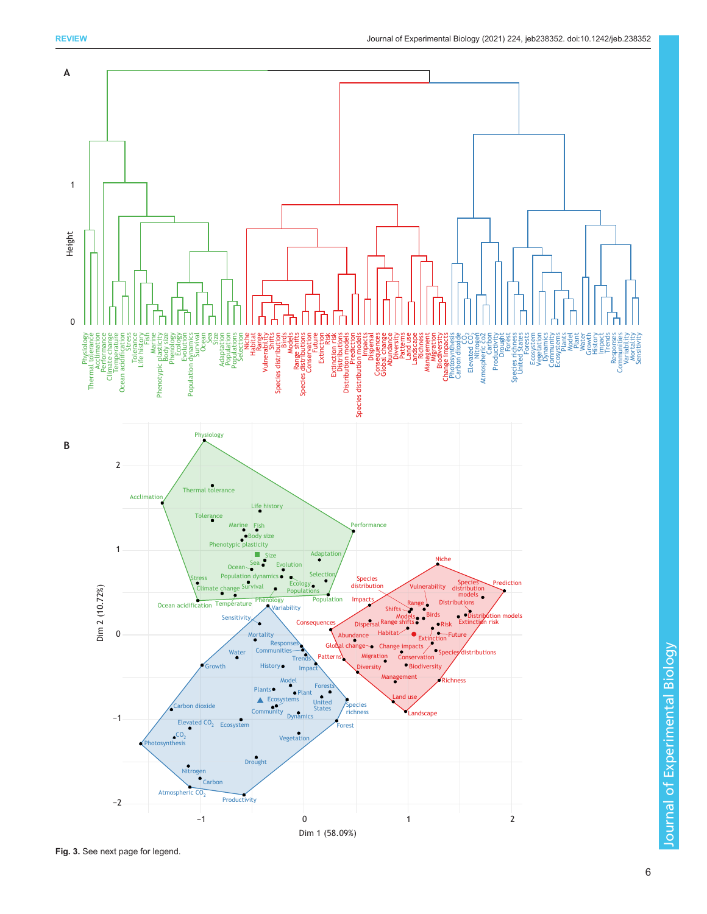Fig. 3. See next page for legend.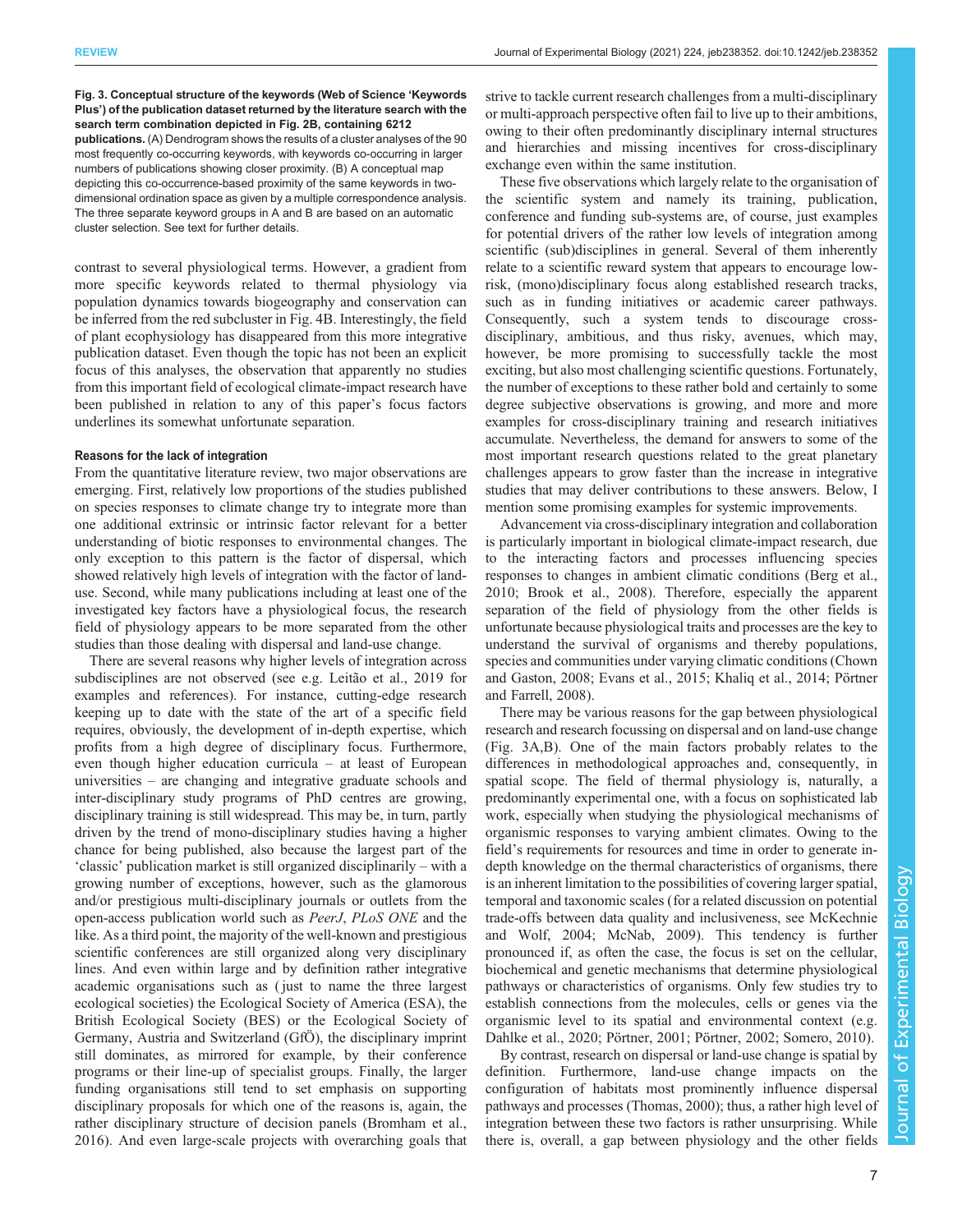**Fig. 3. Conceptual structure of the keywords (Web of Science 'Keywords Plus') of the publication dataset returned by the literature search with the search term combination depicted in Fig. 2B, containing 6212 publications.** (A) Dendrogram shows the results of a cluster analyses of the 90 most frequently co-occurring keywords, with keywords co-occurring in larger numbers of publications showing closer proximity. (B) A conceptual map depicting this co-occurrence-based proximity of the same keywords in two-dimensional ordination space as given by a multiple correspondence analysis. The three separate keyword groups in A and B are based on an automatic cluster selection. See text for further details.

contrast to several physiological terms. However, a gradient from more specific keywords related to thermal physiology via population dynamics towards biogeography and conservation can be inferred from the red subcluster in Fig. 4B. Interestingly, the field of plant ecophysiology has disappeared from this more integrative publication dataset. Even though the topic has not been an explicit focus of this analyses, the observation that apparently no studies from this important field of ecological climate-impact research have been published in relation to any of this paper's focus factors underlines its somewhat unfortunate separation.

#### Reasons for the lack of integration

From the quantitative literature review, two major observations are emerging. First, relatively low proportions of the studies published on species responses to climate change try to integrate more than one additional extrinsic or intrinsic factor relevant for a better understanding of biotic responses to environmental changes. The only exception to this pattern is the factor of dispersal, which showed relatively high levels of integration with the factor of land-use. Second, while many publications including at least one of the investigated key factors have a physiological focus, the research field of physiology appears to be more separated from the other studies than those dealing with dispersal and land-use change.

There are several reasons why higher levels of integration across subdisciplines are not observed (see e.g. Leitão et al., 2019 for examples and references). For instance, cutting-edge research keeping up to date with the state of the art of a specific field requires, obviously, the development of in-depth expertise, which profits from a high degree of disciplinary focus. Furthermore, even though higher education curricula – at least of European universities – are changing and integrative graduate schools and inter-disciplinary study programs of PhD centres are growing, disciplinary training is still widespread. This may be, in turn, partly driven by the trend of mono-disciplinary studies having a higher chance for being published, also because the largest part of the 'classic' publication market is still organized disciplinarily – with a growing number of exceptions, however, such as the glamorous and/or prestigious multi-disciplinary journals or outlets from the open-access publication world such as *PeerJ*, *PLoS ONE* and the like. As a third point, the majority of the well-known and prestigious scientific conferences are still organized along very disciplinary lines. And even within large and by definition rather integrative academic organisations such as (just to name the three largest ecological societies) the Ecological Society of America (ESA), the British Ecological Society (BES) or the Ecological Society of Germany, Austria and Switzerland (GfÖ), the disciplinary imprint still dominates, as mirrored for example, by their conference programs or their line-up of specialist groups. Finally, the larger funding organisations still tend to set emphasis on supporting disciplinary proposals for which one of the reasons is, again, the rather disciplinary structure of decision panels (Bromham et al., 2016). And even large-scale projects with overarching goals that strive to tackle current research challenges from a multi-disciplinary or multi-approach perspective often fail to live up to their ambitions, owing to their often predominantly disciplinary internal structures and hierarchies and missing incentives for cross-disciplinary exchange even within the same institution.

These five observations which largely relate to the organisation of the scientific system and namely its training, publication, conference and funding sub-systems are, of course, just examples for potential drivers of the rather low levels of integration among scientific (sub)disciplines in general. Several of them inherently relate to a scientific reward system that appears to encourage low-risk, (mono)disciplinary focus along established research tracks, such as in funding initiatives or academic career pathways. Consequently, such a system tends to discourage cross-disciplinary, ambitious, and thus risky, avenues, which may, however, be more promising to successfully tackle the most exciting, but also most challenging scientific questions. Fortunately, the number of exceptions to these rather bold and certainly to some degree subjective observations is growing, and more and more examples for cross-disciplinary training and research initiatives accumulate. Nevertheless, the demand for answers to some of the most important research questions related to the great planetary challenges appears to grow faster than the increase in integrative studies that may deliver contributions to these answers. Below, I mention some promising examples for systemic improvements.

Advancement via cross-disciplinary integration and collaboration is particularly important in biological climate-impact research, due to the interacting factors and processes influencing species responses to changes in ambient climatic conditions (Berg et al., 2010; Brook et al., 2008). Therefore, especially the apparent separation of the field of physiology from the other fields is unfortunate because physiological traits and processes are the key to understand the survival of organisms and thereby populations, species and communities under varying climatic conditions (Chown and Gaston, 2008; Evans et al., 2015; Khaliq et al., 2014; Pörtner and Farrell, 2008).

There may be various reasons for the gap between physiological research and research focussing on dispersal and on land-use change (Fig. 3A,B). One of the main factors probably relates to the differences in methodological approaches and, consequently, in spatial scope. The field of thermal physiology is, naturally, a predominantly experimental one, with a focus on sophisticated lab work, especially when studying the physiological mechanisms of organismic responses to varying ambient climates. Owing to the field's requirements for resources and time in order to generate in-depth knowledge on the thermal characteristics of organisms, there is an inherent limitation to the possibilities of covering larger spatial, temporal and taxonomic scales (for a related discussion on potential trade-offs between data quality and inclusiveness, see McKechnie and Wolf, 2004; McNab, 2009). This tendency is further pronounced if, as often the case, the focus is set on the cellular, biochemical and genetic mechanisms that determine physiological pathways or characteristics of organisms. Only few studies try to establish connections from the molecules, cells or genes via the organismic level to its spatial and environmental context (e.g. Dahlke et al., 2020; Pörtner, 2001; Pörtner, 2002; Somero, 2010).

By contrast, research on dispersal or land-use change is spatial by definition. Furthermore, land-use change impacts on the configuration of habitats most prominently influence dispersal pathways and processes (Thomas, 2000); thus, a rather high level of integration between these two factors is rather unsurprising. While there is, overall, a gap between physiology and the other fields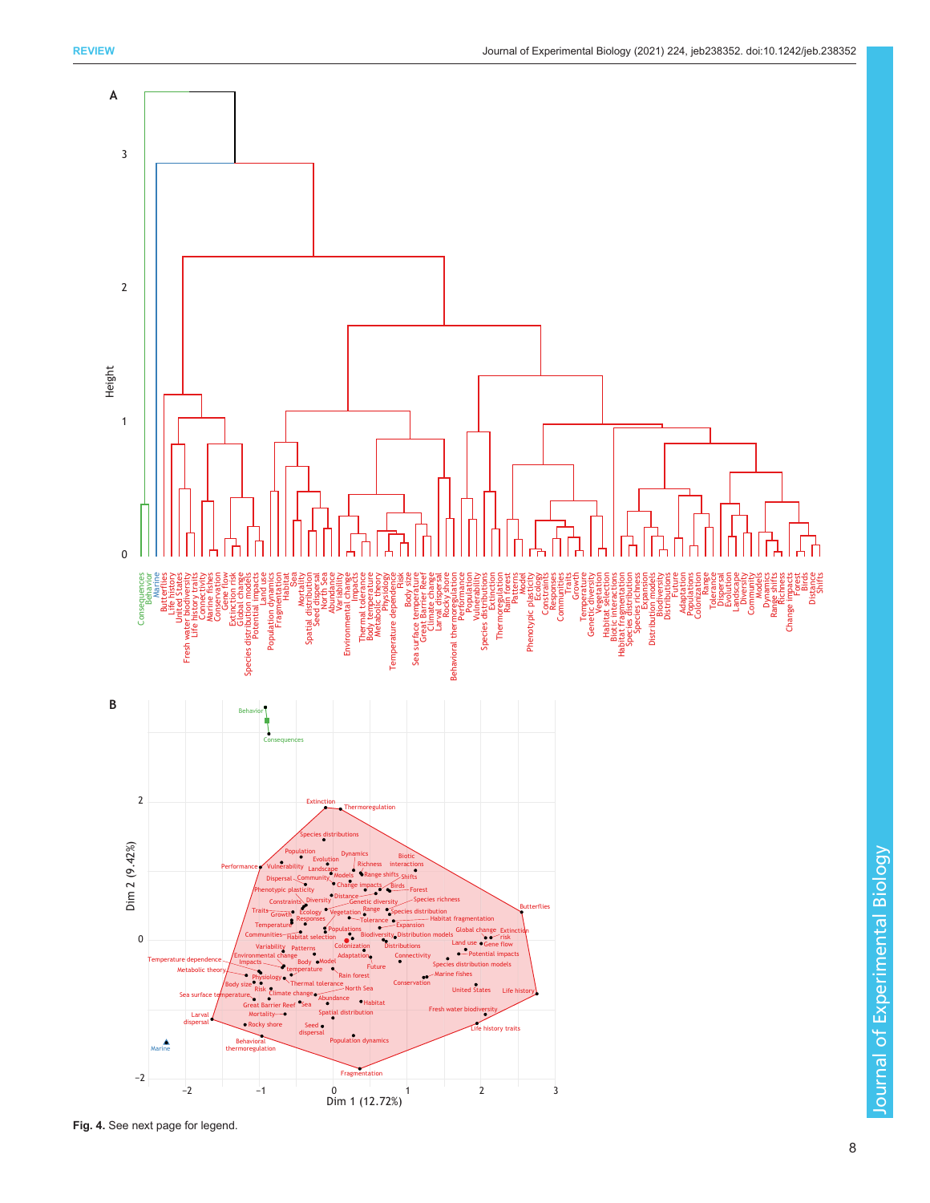**Fig. 4.** See next page for legend.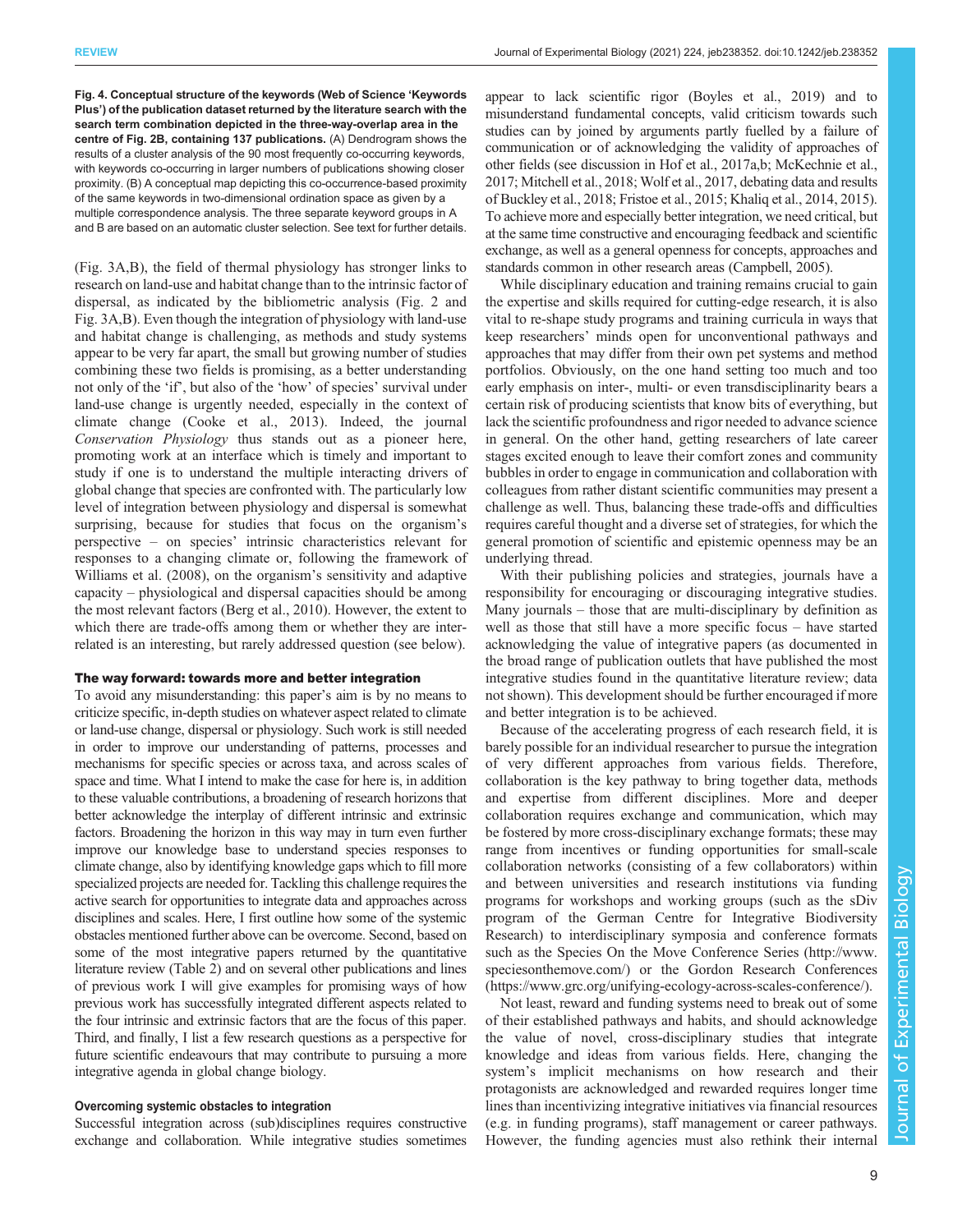**Fig. 4. Conceptual structure of the keywords (Web of Science 'Keywords Plus') of the publication dataset returned by the literature search with the search term combination depicted in the three-way-overlap area in the centre of Fig. 2B, containing 137 publications.** (A) Dendrogram shows the results of a cluster analysis of the 90 most frequently co-occurring keywords, with keywords co-occurring in larger numbers of publications showing closer proximity. (B) A conceptual map depicting this co-occurrence-based proximity of the same keywords in two-dimensional ordination space as given by a multiple correspondence analysis. The three separate keyword groups in A and B are based on an automatic cluster selection. See text for further details.

(Fig. 3A,B), the field of thermal physiology has stronger links to research on land-use and habitat change than to the intrinsic factor of dispersal, as indicated by the bibliometric analysis (Fig. 2 and Fig. 3A,B). Even though the integration of physiology with land-use and habitat change is challenging, as methods and study systems appear to be very far apart, the small but growing number of studies combining these two fields is promising, as a better understanding not only of the 'if', but also of the 'how' of species' survival under land-use change is urgently needed, especially in the context of climate change (Cooke et al., 2013). Indeed, the journal *Conservation Physiology* thus stands out as a pioneer here, promoting work at an interface which is timely and important to study if one is to understand the multiple interacting drivers of global change that species are confronted with. The particularly low level of integration between physiology and dispersal is somewhat surprising, because for studies that focus on the organism's perspective – on species' intrinsic characteristics relevant for responses to a changing climate or, following the framework of Williams et al. (2008), on the organism's sensitivity and adaptive capacity – physiological and dispersal capacities should be among the most relevant factors (Berg et al., 2010). However, the extent to which there are trade-offs among them or whether they are inter-related is an interesting, but rarely addressed question (see below).

## The way forward: towards more and better integration

To avoid any misunderstanding: this paper's aim is by no means to criticize specific, in-depth studies on whatever aspect related to climate or land-use change, dispersal or physiology. Such work is still needed in order to improve our understanding of patterns, processes and mechanisms for specific species or across taxa, and across scales of space and time. What I intend to make the case for here is, in addition to these valuable contributions, a broadening of research horizons that better acknowledge the interplay of different intrinsic and extrinsic factors. Broadening the horizon in this way may in turn even further improve our knowledge base to understand species responses to climate change, also by identifying knowledge gaps which to fill more specialized projects are needed for. Tackling this challenge requires the active search for opportunities to integrate data and approaches across disciplines and scales. Here, I first outline how some of the systemic obstacles mentioned further above can be overcome. Second, based on some of the most integrative papers returned by the quantitative literature review (Table 2) and on several other publications and lines of previous work I will give examples for promising ways of how previous work has successfully integrated different aspects related to the four intrinsic and extrinsic factors that are the focus of this paper. Third, and finally, I list a few research questions as a perspective for future scientific endeavours that may contribute to pursuing a more integrative agenda in global change biology.

### Overcoming systemic obstacles to integration

Successful integration across (sub)disciplines requires constructive exchange and collaboration. While integrative studies sometimes appear to lack scientific rigor (Boyles et al., 2019) and to misunderstand fundamental concepts, valid criticism towards such studies can by joined by arguments partly fuelled by a failure of communication or of acknowledging the validity of approaches of other fields (see discussion in Hof et al., 2017a,b; McKechnie et al., 2017; Mitchell et al., 2018; Wolf et al., 2017, debating data and results of Buckley et al., 2018; Fristoe et al., 2015; Khaliq et al., 2014, 2015). To achieve more and especially better integration, we need critical, but at the same time constructive and encouraging feedback and scientific exchange, as well as a general openness for concepts, approaches and standards common in other research areas (Campbell, 2005).

While disciplinary education and training remains crucial to gain the expertise and skills required for cutting-edge research, it is also vital to re-shape study programs and training curricula in ways that keep researchers' minds open for unconventional pathways and approaches that may differ from their own pet systems and method portfolios. Obviously, on the one hand setting too much and too early emphasis on inter-, multi- or even transdisciplinarity bears a certain risk of producing scientists that know bits of everything, but lack the scientific profoundness and rigor needed to advance science in general. On the other hand, getting researchers of late career stages excited enough to leave their comfort zones and community bubbles in order to engage in communication and collaboration with colleagues from rather distant scientific communities may present a challenge as well. Thus, balancing these trade-offs and difficulties requires careful thought and a diverse set of strategies, for which the general promotion of scientific and epistemic openness may be an underlying thread.

With their publishing policies and strategies, journals have a responsibility for encouraging or discouraging integrative studies. Many journals – those that are multi-disciplinary by definition as well as those that still have a more specific focus – have started acknowledging the value of integrative papers (as documented in the broad range of publication outlets that have published the most integrative studies found in the quantitative literature review; data not shown). This development should be further encouraged if more and better integration is to be achieved.

Because of the accelerating progress of each research field, it is barely possible for an individual researcher to pursue the integration of very different approaches from various fields. Therefore, collaboration is the key pathway to bring together data, methods and expertise from different disciplines. More and deeper collaboration requires exchange and communication, which may be fostered by more cross-disciplinary exchange formats; these may range from incentives or funding opportunities for small-scale collaboration networks (consisting of a few collaborators) within and between universities and research institutions via funding programs for workshops and working groups (such as the sDiv program of the German Centre for Integrative Biodiversity Research) to interdisciplinary symposia and conference formats such as the Species On the Move Conference Series (http://www.speciesonthemove.com/) or the Gordon Research Conferences (https://www.grc.org/unifying-ecology-across-scales-conference/).

Not least, reward and funding systems need to break out of some of their established pathways and habits, and should acknowledge the value of novel, cross-disciplinary studies that integrate knowledge and ideas from various fields. Here, changing the system's implicit mechanisms on how research and their protagonists are acknowledged and rewarded requires longer time lines than incentivizing integrative initiatives via financial resources (e.g. in funding programs), staff management or career pathways. However, the funding agencies must also rethink their internal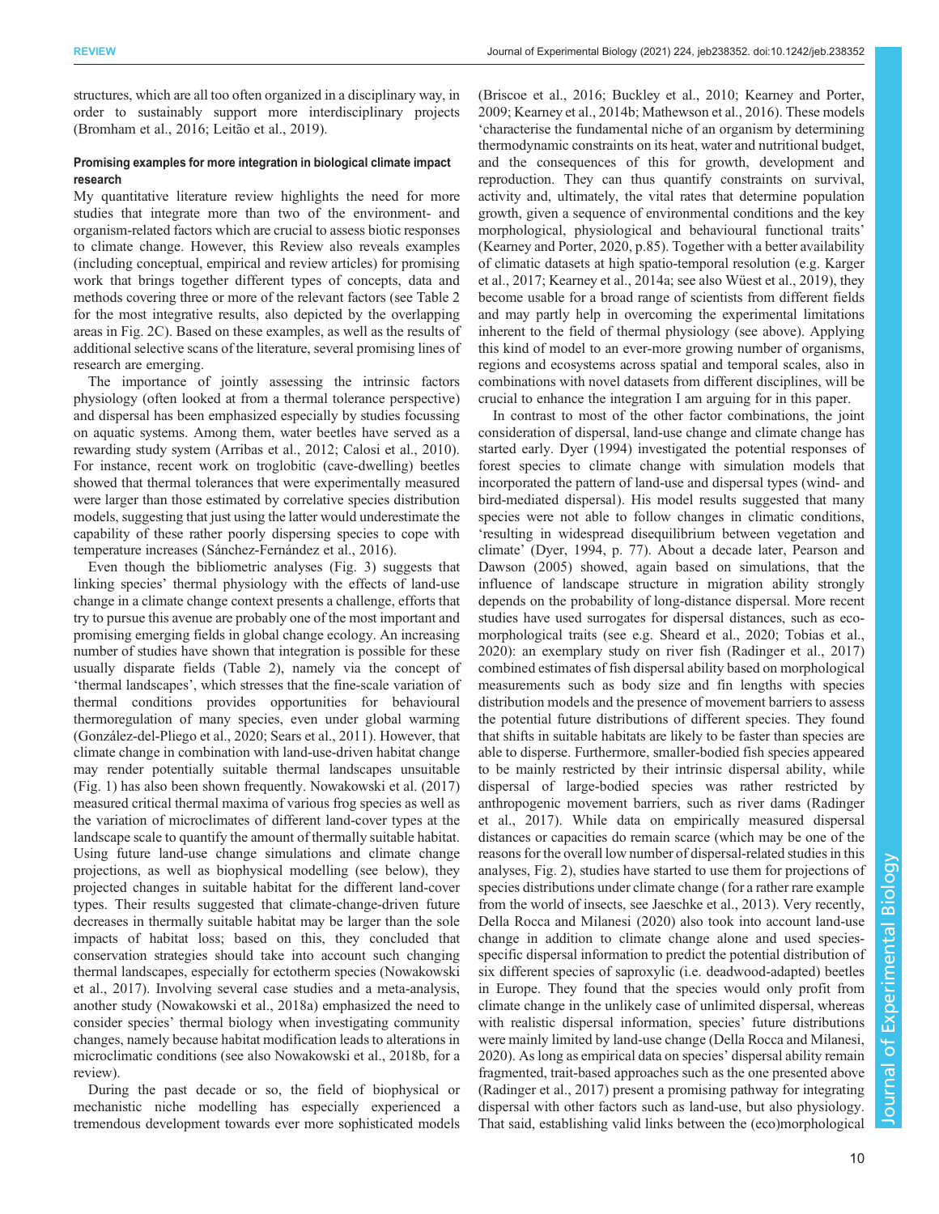structures, which are all too often organized in a disciplinary way, in order to sustainably support more interdisciplinary projects (Bromham et al., 2016; Leitão et al., 2019).

#### Promising examples for more integration in biological climate impact research

My quantitative literature review highlights the need for more studies that integrate more than two of the environment- and organism-related factors which are crucial to assess biotic responses to climate change. However, this Review also reveals examples (including conceptual, empirical and review articles) for promising work that brings together different types of concepts, data and methods covering three or more of the relevant factors (see Table 2 for the most integrative results, also depicted by the overlapping areas in Fig. 2C). Based on these examples, as well as the results of additional selective scans of the literature, several promising lines of research are emerging.

The importance of jointly assessing the intrinsic factors physiology (often looked at from a thermal tolerance perspective) and dispersal has been emphasized especially by studies focussing on aquatic systems. Among them, water beetles have served as a rewarding study system (Arribas et al., 2012; Calosi et al., 2010). For instance, recent work on troglobitic (cave-dwelling) beetles showed that thermal tolerances that were experimentally measured were larger than those estimated by correlative species distribution models, suggesting that just using the latter would underestimate the capability of these rather poorly dispersing species to cope with temperature increases (Sánchez-Fernández et al., 2016).

Even though the bibliometric analyses (Fig. 3) suggests that linking species' thermal physiology with the effects of land-use change in a climate change context presents a challenge, efforts that try to pursue this avenue are probably one of the most important and promising emerging fields in global change ecology. An increasing number of studies have shown that integration is possible for these usually disparate fields (Table 2), namely via the concept of 'thermal landscapes', which stresses that the fine-scale variation of thermal conditions provides opportunities for behavioural thermoregulation of many species, even under global warming (González-del-Pliego et al., 2020; Sears et al., 2011). However, that climate change in combination with land-use-driven habitat change may render potentially suitable thermal landscapes unsuitable (Fig. 1) has also been shown frequently. Nowakowski et al. (2017) measured critical thermal maxima of various frog species as well as the variation of microclimates of different land-cover types at the landscape scale to quantify the amount of thermally suitable habitat. Using future land-use change simulations and climate change projections, as well as biophysical modelling (see below), they projected changes in suitable habitat for the different land-cover types. Their results suggested that climate-change-driven future decreases in thermally suitable habitat may be larger than the sole impacts of habitat loss; based on this, they concluded that conservation strategies should take into account such changing thermal landscapes, especially for ectotherm species (Nowakowski et al., 2017). Involving several case studies and a meta-analysis, another study (Nowakowski et al., 2018a) emphasized the need to consider species' thermal biology when investigating community changes, namely because habitat modification leads to alterations in microclimatic conditions (see also Nowakowski et al., 2018b, for a review).

During the past decade or so, the field of biophysical or mechanistic niche modelling has especially experienced a tremendous development towards ever more sophisticated models (Briscoe et al., 2016; Buckley et al., 2010; Kearney and Porter, 2009; Kearney et al., 2014b; Mathewson et al., 2016). These models 'characterise the fundamental niche of an organism by determining thermodynamic constraints on its heat, water and nutritional budget, and the consequences of this for growth, development and reproduction. They can thus quantify constraints on survival, activity and, ultimately, the vital rates that determine population growth, given a sequence of environmental conditions and the key morphological, physiological and behavioural functional traits' (Kearney and Porter, 2020, p.85). Together with a better availability of climatic datasets at high spatio-temporal resolution (e.g. Karger et al., 2017; Kearney et al., 2014a; see also Wüest et al., 2019), they become usable for a broad range of scientists from different fields and may partly help in overcoming the experimental limitations inherent to the field of thermal physiology (see above). Applying this kind of model to an ever-more growing number of organisms, regions and ecosystems across spatial and temporal scales, also in combinations with novel datasets from different disciplines, will be crucial to enhance the integration I am arguing for in this paper.

In contrast to most of the other factor combinations, the joint consideration of dispersal, land-use change and climate change has started early. Dyer (1994) investigated the potential responses of forest species to climate change with simulation models that incorporated the pattern of land-use and dispersal types (wind- and bird-mediated dispersal). His model results suggested that many species were not able to follow changes in climatic conditions, 'resulting in widespread disequilibrium between vegetation and climate' (Dyer, 1994, p. 77). About a decade later, Pearson and Dawson (2005) showed, again based on simulations, that the influence of landscape structure in migration ability strongly depends on the probability of long-distance dispersal. More recent studies have used surrogates for dispersal distances, such as eco-morphological traits (see e.g. Sheard et al., 2020; Tobias et al., 2020): an exemplary study on river fish (Radinger et al., 2017) combined estimates of fish dispersal ability based on morphological measurements such as body size and fin lengths with species distribution models and the presence of movement barriers to assess the potential future distributions of different species. They found that shifts in suitable habitats are likely to be faster than species are able to disperse. Furthermore, smaller-bodied fish species appeared to be mainly restricted by their intrinsic dispersal ability, while dispersal of large-bodied species was rather restricted by anthropogenic movement barriers, such as river dams (Radinger et al., 2017). While data on empirically measured dispersal distances or capacities do remain scarce (which may be one of the reasons for the overall low number of dispersal-related studies in this analyses, Fig. 2), studies have started to use them for projections of species distributions under climate change (for a rather rare example from the world of insects, see Jaeschke et al., 2013). Very recently, Della Rocca and Milanesi (2020) also took into account land-use change in addition to climate change alone and used species-specific dispersal information to predict the potential distribution of six different species of saproxylic (i.e. deadwood-adapted) beetles in Europe. They found that the species would only profit from climate change in the unlikely case of unlimited dispersal, whereas with realistic dispersal information, species' future distributions were mainly limited by land-use change (Della Rocca and Milanesi, 2020). As long as empirical data on species' dispersal ability remain fragmented, trait-based approaches such as the one presented above (Radinger et al., 2017) present a promising pathway for integrating dispersal with other factors such as land-use, but also physiology. That said, establishing valid links between the (eco)morphological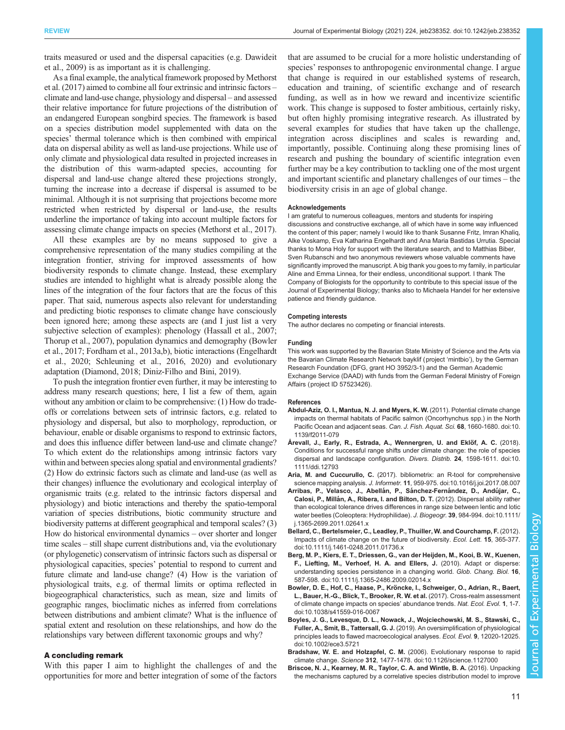traits measured or used and the dispersal capacities (e.g. Dawideit et al., 2009) is as important as it is challenging.

As a final example, the analytical framework proposed by Methorst et al. (2017) aimed to combine all four extrinsic and intrinsic factors – climate and land-use change, physiology and dispersal – and assessed their relative importance for future projections of the distribution of an endangered European songbird species. The framework is based on a species distribution model supplemented with data on the species' thermal tolerance which is then combined with empirical data on dispersal ability as well as land-use projections. While use of only climate and physiological data resulted in projected increases in the distribution of this warm-adapted species, accounting for dispersal and land-use change altered these projections strongly, turning the increase into a decrease if dispersal is assumed to be minimal. Although it is not surprising that projections become more restricted when restricted by dispersal or land-use, the results underline the importance of taking into account multiple factors for assessing climate change impacts on species (Methorst et al., 2017).

All these examples are by no means supposed to give a comprehensive representation of the many studies compiling at the integration frontier, striving for improved assessments of how biodiversity responds to climate change. Instead, these exemplary studies are intended to highlight what is already possible along the lines of the integration of the four factors that are the focus of this paper. That said, numerous aspects also relevant for understanding and predicting biotic responses to climate change have consciously been ignored here; among these aspects are (and I just list a very subjective selection of examples): phenology (Hassall et al., 2007; Thorup et al., 2007), population dynamics and demography (Bowler et al., 2017; Fordham et al., 2013a,b), biotic interactions (Engelhardt et al., 2020; Schleuning et al., 2016, 2020) and evolutionary adaptation (Diamond, 2018; Diniz-Filho and Bini, 2019).

To push the integration frontier even further, it may be interesting to address many research questions; here, I list a few of them, again without any ambition or claim to be comprehensive: (1) How do trade-offs or correlations between sets of intrinsic factors, e.g. related to physiology and dispersal, but also to morphology, reproduction, or behaviour, enable or disable organisms to respond to extrinsic factors, and does this influence differ between land-use and climate change? To which extent do the relationships among intrinsic factors vary within and between species along spatial and environmental gradients? (2) How do extrinsic factors such as climate and land-use (as well as their changes) influence the evolutionary and ecological interplay of organismic traits (e.g. related to the intrinsic factors dispersal and physiology) and biotic interactions and thereby the spatio-temporal variation of species distributions, biotic community structure and biodiversity patterns at different geographical and temporal scales? (3) How do historical environmental dynamics – over shorter and longer time scales – still shape current distributions and, via the evolutionary (or phylogenetic) conservatism of intrinsic factors such as dispersal or physiological capacities, species' potential to respond to current and future climate and land-use change? (4) How is the variation of physiological traits, e.g. of thermal limits or optima reflected in biogeographical characteristics, such as mean, size and limits of geographic ranges, bioclimatic niches as inferred from correlations between distributions and ambient climate? What is the influence of spatial extent and resolution on these relationships, and how do the relationships vary between different taxonomic groups and why?

## A concluding remark

With this paper I aim to highlight the challenges of and the opportunities for more and better integration of some of the factors that are assumed to be crucial for a more holistic understanding of species' responses to anthropogenic environmental change. I argue that change is required in our established systems of research, education and training, of scientific exchange and of research funding, as well as in how we reward and incentivize scientific work. This change is supposed to foster ambitious, certainly risky, but often highly promising integrative research. As illustrated by several examples for studies that have taken up the challenge, integration across disciplines and scales is rewarding and, importantly, possible. Continuing along these promising lines of research and pushing the boundary of scientific integration even further may be a key contribution to tackling one of the most urgent and important scientific and planetary challenges of our times – the biodiversity crisis in an age of global change.

#### Acknowledgements

I am grateful to numerous colleagues, mentors and students for inspiring discussions and constructive exchange, all of which have in some way influenced the content of this paper; namely I would like to thank Susanne Fritz, Imran Khaliq, Alke Voskamp, Eva Katharina Engelhardt and Ana Maria Bastidas Urrutia. Special thanks to Mona Holy for support with the literature search, and to Mathias Biber, Sven Rubanschi and two anonymous reviewers whose valuable comments have significantly improved the manuscript. A big thank you goes to my family, in particular Aline and Emma Linnea, for their endless, unconditional support. I thank The Company of Biologists for the opportunity to contribute to this special issue of the Journal of Experimental Biology; thanks also to Michaela Handel for her extensive patience and friendly guidance.

#### Competing interests

The author declares no competing or financial interests.

#### Funding

This work was supported by the Bavarian State Ministry of Science and the Arts via the Bavarian Climate Research Network bayklif (project 'mintbio'), by the German Research Foundation (DFG, grant HO 3952/3-1) and the German Academic Exchange Service (DAAD) with funds from the German Federal Ministry of Foreign Affairs (project ID 57523426).

#### References

**Abdul-Aziz, O. I., Mantua, N. J. and Myers, K. W.** (2011). Potential climate change impacts on thermal habitats of Pacific salmon (Oncorhynchus spp.) in the North Pacific Ocean and adjacent seas. *Can. J. Fish. Aquat. Sci.* **68**, 1660-1680. doi:10.1139/f2011-079

**Årevall, J., Early, R., Estrada, A., Wennergren, U. and Eklöf, A. C.** (2018). Conditions for successful range shifts under climate change: the role of species dispersal and landscape configuration. *Divers. Distrib.* **24**, 1598-1611. doi:10.1111/ddi.12793

**Aria, M. and Cuccurullo, C.** (2017). bibliometrix: an R-tool for comprehensive science mapping analysis. *J. Informetr.* **11**, 959-975. doi:10.1016/j.joi.2017.08.007

**Arribas, P., Velasco, J., Abellán, P., Sánchez-Fernández, D., Andújar, C., Calosi, P., Millán, A., Ribera, I. and Bilton, D. T.** (2012). Dispersal ability rather than ecological tolerance drives differences in range size between lentic and lotic water beetles (Coleoptera: Hydrophilidae). *J. Biogeogr.* **39**, 984-994. doi:10.1111/j.1365-2699.2011.02641.x

**Bellard, C., Bertelsmeier, C., Leadley, P., Thuiller, W. and Courchamp, F.** (2012). Impacts of climate change on the future of biodiversity. *Ecol. Lett.* **15**, 365-377. doi:10.1111/j.1461-0248.2011.01736.x

**Berg, M. P., Kiers, E. T., Driessen, G., van der Heijden, M., Kooi, B. W., Kuenen, F., Liefting, M., Verhoef, H. A. and Ellers, J.** (2010). Adapt or disperse: understanding species persistence in a changing world. *Glob. Chang. Biol.* **16**, 587-598. doi:10.1111/j.1365-2486.2009.02014.x

**Bowler, D. E., Hof, C., Haase, P., Kröncke, I., Schweiger, O., Adrian, R., Baert, L., Bauer, H.-G., Blick, T., Brooker, R. W. et al.** (2017). Cross-realm assessment of climate change impacts on species' abundance trends. *Nat. Ecol. Evol.* **1**, 1-7. doi:10.1038/s41559-016-0067

**Boyles, J. G., Levesque, D. L., Nowack, J., Wojciechowski, M. S., Stawski, C., Fuller, A., Smit, B., Tattersall, G. J.** (2019). An oversimplification of physiological principles leads to flawed macroecological analyses. *Ecol. Evol.* **9**, 12020-12025. doi:10.1002/ece3.5721

**Bradshaw, W. E. and Holzapfel, C. M.** (2006). Evolutionary response to rapid climate change. *Science* **312**, 1477-1478. doi:10.1126/science.1127000

**Briscoe, N. J., Kearney, M. R., Taylor, C. A. and Wintle, B. A.** (2016). Unpacking the mechanisms captured by a correlative species distribution model to improve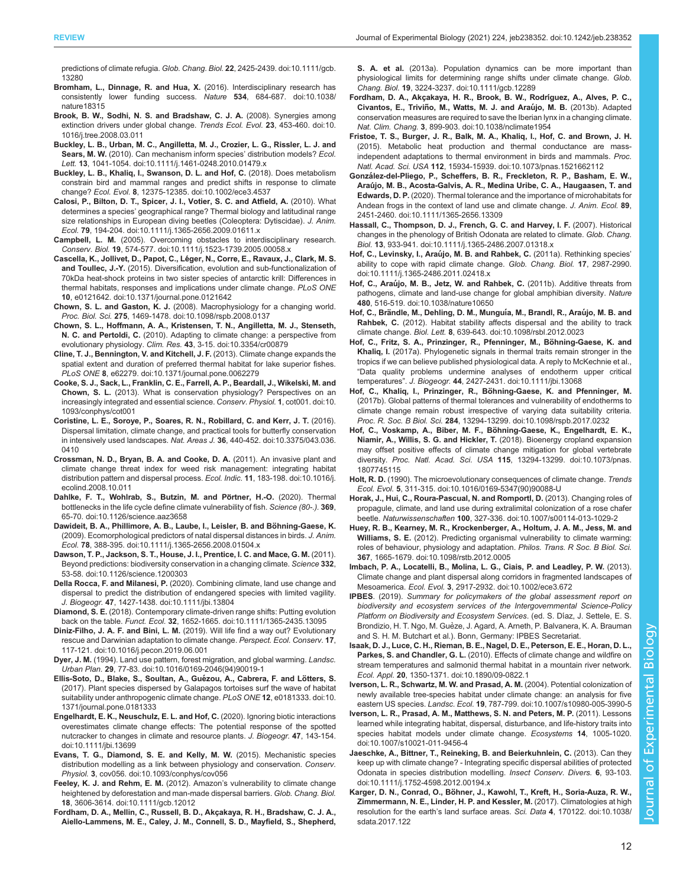predictions of climate refugia. *Glob. Chang. Biol.* **22**, 2425-2439. doi:10.1111/gcb.13280

**Bromham, L., Dinnage, R. and Hua, X.** (2016). Interdisciplinary research has consistently lower funding success. *Nature* **534**, 684-687. doi:10.1038/nature18315

**Brook, B. W., Sodhi, N. S. and Bradshaw, C. J. A.** (2008). Synergies among extinction drivers under global change. *Trends Ecol. Evol.* **23**, 453-460. doi:10.1016/j.tree.2008.03.011

**Buckley, L. B., Urban, M. C., Angilletta, M. J., Crozier, L. G., Rissler, L. J. and Sears, M. W.** (2010). Can mechanism inform species' distribution models? *Ecol. Lett.* **13**, 1041-1054. doi:10.1111/j.1461-0248.2010.01479.x

**Buckley, L. B., Khaliq, I., Swanson, D. L. and Hof, C.** (2018). Does metabolism constrain bird and mammal ranges and predict shifts in response to climate change? *Ecol. Evol.* **8**, 12375-12385. doi:10.1002/ece3.4537

**Calosi, P., Bilton, D. T., Spicer, J. I., Votier, S. C. and Atfield, A.** (2010). What determines a species' geographical range? Thermal biology and latitudinal range size relationships in European diving beetles (Coleoptera: Dytiscidae). *J. Anim. Ecol.* **79**, 194-204. doi:10.1111/j.1365-2656.2009.01611.x

**Campbell, L. M.** (2005). Overcoming obstacles to interdisciplinary research. *Conserv. Biol.* **19**, 574-577. doi:10.1111/j.1523-1739.2005.00058.x

**Cascella, K., Jollivet, D., Papot, C., Léger, N., Corre, E., Ravaux, J., Clark, M. S. and Toullec, J.-Y.** (2015). Diversification, evolution and sub-functionalization of 70kDa heat-shock proteins in two sister species of antarctic krill: Differences in thermal habitats, responses and implications under climate change. *PLoS ONE* **10**, e0121642. doi:10.1371/journal.pone.0121642

**Chown, S. L. and Gaston, K. J.** (2008). Macrophysiology for a changing world. *Proc. Biol. Sci.* **275**, 1469-1478. doi:10.1098/rspb.2008.0137

**Chown, S. L., Hoffmann, A. A., Kristensen, T. N., Angilletta, M. J., Stenseth, N. C. and Pertoldi, C.** (2010). Adapting to climate change: a perspective from evolutionary physiology. *Clim. Res.* **43**, 3-15. doi:10.3354/cr00879

**Cline, T. J., Bennington, V. and Kitchell, J. F.** (2013). Climate change expands the spatial extent and duration of preferred thermal habitat for lake superior fishes. *PLoS ONE* **8**, e62279. doi:10.1371/journal.pone.0062279

**Cooke, S. J., Sack, L., Franklin, C. E., Farrell, A. P., Beardall, J., Wikelski, M. and Chown, S. L.** (2013). What is conservation physiology? Perspectives on an increasingly integrated and essential science. *Conserv. Physiol.* **1**, cot001. doi:10.1093/conphys/cot001

**Coristine, L. E., Soroye, P., Soares, R. N., Robillard, C. and Kerr, J. T.** (2016). Dispersal limitation, climate change, and practical tools for butterfly conservation in intensively used landscapes. *Nat. Areas J.* **36**, 440-452. doi:10.3375/043.036.0410

**Crossman, N. D., Bryan, B. A. and Cooke, D. A.** (2011). An invasive plant and climate change threat index for weed risk management: integrating habitat distribution pattern and dispersal process. *Ecol. Indic.* **11**, 183-198. doi:10.1016/j.ecolind.2008.10.011

**Dahlke, F. T., Wohlrab, S., Butzin, M. and Pörtner, H.-O.** (2020). Thermal bottlenecks in the life cycle define climate vulnerability of fish. *Science (80-.).* **369**, 65-70. doi:10.1126/science.aaz3658

**Dawideit, B. A., Phillimore, A. B., Laube, I., Leisler, B. and Böhning-Gaese, K.** (2009). Ecomorphological predictors of natal dispersal distances in birds. *J. Anim. Ecol.* **78**, 388-395. doi:10.1111/j.1365-2656.2008.01504.x

**Dawson, T. P., Jackson, S. T., House, J. I., Prentice, I. C. and Mace, G. M.** (2011). Beyond predictions: biodiversity conservation in a changing climate. *Science* **332**, 53-58. doi:10.1126/science.1200303

**Della Rocca, F. and Milanesi, P.** (2020). Combining climate, land use change and dispersal to predict the distribution of endangered species with limited vagility. *J. Biogeogr.* **47**, 1427-1438. doi:10.1111/jbi.13804

**Diamond, S. E.** (2018). Contemporary climate-driven range shifts: Putting evolution back on the table. *Funct. Ecol.* **32**, 1652-1665. doi:10.1111/1365-2435.13095

**Diniz-Filho, J. A. F. and Bini, L. M.** (2019). Will life find a way out? Evolutionary rescue and Darwinian adaptation to climate change. *Perspect. Ecol. Conserv.* **17**, 117-121. doi:10.1016/j.pecon.2019.06.001

**Dyer, J. M.** (1994). Land use pattern, forest migration, and global warming. *Landsc. Urban Plan.* **29**, 77-83. doi:10.1016/0169-2046(94)90019-1

**Ellis-Soto, D., Blake, S., Soultan, A., Guézou, A., Cabrera, F. and Lötters, S.** (2017). Plant species dispersed by Galapagos tortoises surf the wave of habitat suitability under anthropogenic climate change. *PLoS ONE* **12**, e0181333. doi:10.1371/journal.pone.0181333

**Engelhardt, E. K., Neuschulz, E. L. and Hof, C.** (2020). Ignoring biotic interactions overestimates climate change effects: The potential response of the spotted nutcracker to changes in climate and resource plants. *J. Biogeogr.* **47**, 143-154. doi:10.1111/jbi.13699

**Evans, T. G., Diamond, S. E. and Kelly, M. W.** (2015). Mechanistic species distribution modelling as a link between physiology and conservation. *Conserv. Physiol.* **3**, cov056. doi:10.1093/conphys/cov056

**Feeley, K. J. and Rehm, E. M.** (2012). Amazon's vulnerability to climate change heightened by deforestation and man-made dispersal barriers. *Glob. Chang. Biol.* **18**, 3606-3614. doi:10.1111/gcb.12012

**Fordham, D. A., Mellin, C., Russell, B. D., Akçakaya, R. H., Bradshaw, C. J. A., Aiello-Lammens, M. E., Caley, J. M., Connell, S. D., Mayfield, S., Shepherd, S. A. et al.** (2013a). Population dynamics can be more important than physiological limits for determining range shifts under climate change. *Glob. Chang. Biol.* **19**, 3224-3237. doi:10.1111/gcb.12289

**Fordham, D. A., Akçakaya, H. R., Brook, B. W., Rodríguez, A., Alves, P. C., Civantos, E., Triviño, M., Watts, M. J. and Araújo, M. B.** (2013b). Adapted conservation measures are required to save the Iberian lynx in a changing climate. *Nat. Clim. Chang.* **3**, 899-903. doi:10.1038/nclimate1954

**Fristoe, T. S., Burger, J. R., Balk, M. A., Khaliq, I., Hof, C. and Brown, J. H.** (2015). Metabolic heat production and thermal conductance are mass-independent adaptations to thermal environment in birds and mammals. *Proc. Natl. Acad. Sci. USA* **112**, 15934-15939. doi:10.1073/pnas.1521662112

**González-del-Pliego, P., Scheffers, B. R., Freckleton, R. P., Basham, E. W., Araújo, M. B., Acosta-Galvis, A. R., Medina Uribe, C. A., Haugaasen, T. and Edwards, D. P.** (2020). Thermal tolerance and the importance of microhabitats for Andean frogs in the context of land use and climate change. *J. Anim. Ecol.* **89**, 2451-2460. doi:10.1111/1365-2656.13309

**Hassall, C., Thompson, D. J., French, G. C. and Harvey, I. F.** (2007). Historical changes in the phenology of British Odonata are related to climate. *Glob. Chang. Biol.* **13**, 933-941. doi:10.1111/j.1365-2486.2007.01318.x

**Hof, C., Levinsky, I., Araújo, M. B. and Rahbek, C.** (2011a). Rethinking species' ability to cope with rapid climate change. *Glob. Chang. Biol.* **17**, 2987-2990. doi:10.1111/j.1365-2486.2011.02418.x

**Hof, C., Araújo, M. B., Jetz, W. and Rahbek, C.** (2011b). Additive threats from pathogens, climate and land-use change for global amphibian diversity. *Nature* **480**, 516-519. doi:10.1038/nature10650

**Hof, C., Brändle, M., Dehling, D. M., Munguía, M., Brandl, R., Araújo, M. B. and Rahbek, C.** (2012). Habitat stability affects dispersal and the ability to track climate change. *Biol. Lett.* **8**, 639-643. doi:10.1098/rsbl.2012.0023

**Hof, C., Fritz, S. A., Prinzinger, R., Pfenninger, M., Böhning-Gaese, K. and Khaliq, I.** (2017a). Phylogenetic signals in thermal traits remain stronger in the tropics if we can believe published physiological data. A reply to McKechnie et al., "Data quality problems undermine analyses of endotherm upper critical temperatures". *J. Biogeogr.* **44**, 2427-2431. doi:10.1111/jbi.13068

**Hof, C., Khaliq, I., Prinzinger, R., Böhning-Gaese, K. and Pfenninger, M.** (2017b). Global patterns of thermal tolerances and vulnerability of endotherms to climate change remain robust irrespective of varying data suitability criteria. *Proc. R. Soc. B Biol. Sci.* **284**, 13294-13299. doi:10.1098/rspb.2017.0232

**Hof, C., Voskamp, A., Biber, M. F., Böhning-Gaese, K., Engelhardt, E. K., Niamir, A., Willis, S. G. and Hickler, T.** (2018). Bioenergy cropland expansion may offset positive effects of climate change mitigation for global vertebrate diversity. *Proc. Natl. Acad. Sci. USA* **115**, 13294-13299. doi:10.1073/pnas.1807745115

**Holt, R. D.** (1990). The microevolutionary consequences of climate change. *Trends Ecol. Evol.* **5**, 311-315. doi:10.1016/0169-5347(90)90088-U

**Horak, J., Hui, C., Roura-Pascual, N. and Romportl, D.** (2013). Changing roles of propagule, climate, and land use during extralimital colonization of a rose chafer beetle. *Naturwissenschaften* **100**, 327-336. doi:10.1007/s00114-013-1029-2

**Huey, R. B., Kearney, M. R., Krockenberger, A., Holtum, J. A. M., Jess, M. and Williams, S. E.** (2012). Predicting organismal vulnerability to climate warming: roles of behaviour, physiology and adaptation. *Philos. Trans. R Soc. B Biol. Sci.* **367**, 1665-1679. doi:10.1098/rstb.2012.0005

**Imbach, P. A., Locatelli, B., Molina, L. G., Ciais, P. and Leadley, P. W.** (2013). Climate change and plant dispersal along corridors in fragmented landscapes of Mesoamerica. *Ecol. Evol.* **3**, 2917-2932. doi:10.1002/ece3.672

**IPBES**. (2019). *Summary for policymakers of the global assessment report on biodiversity and ecosystem services of the Intergovernmental Science-Policy Platform on Biodiversity and Ecosystem Services*. (ed. S. Díaz, J. Settele, E. S. Brondizio, H. T. Ngo, M. Guèze, J. Agard, A. Arneth, P. Balvanera, K. A. Brauman and S. H. M. Butchart et al.). Bonn, Germany: IPBES Secretariat.

**Isaak, D. J., Luce, C. H., Rieman, B. E., Nagel, D. E., Peterson, E. E., Horan, D. L., Parkes, S. and Chandler, G. L.** (2010). Effects of climate change and wildfire on stream temperatures and salmonid thermal habitat in a mountain river network. *Ecol. Appl.* **20**, 1350-1371. doi:10.1890/09-0822.1

**Iverson, L. R., Schwartz, M. W. and Prasad, A. M.** (2004). Potential colonization of newly available tree-species habitat under climate change: an analysis for five eastern US species. *Landsc. Ecol.* **19**, 787-799. doi:10.1007/s10980-005-3990-5

**Iverson, L. R., Prasad, A. M., Matthews, S. N. and Peters, M. P.** (2011). Lessons learned while integrating habitat, dispersal, disturbance, and life-history traits into species habitat models under climate change. *Ecosystems* **14**, 1005-1020. doi:10.1007/s10021-011-9456-4

**Jaeschke, A., Bittner, T., Reineking, B. and Beierkuhnlein, C.** (2013). Can they keep up with climate change? - Integrating specific dispersal abilities of protected Odonata in species distribution modelling. *Insect Conserv. Divers.* **6**, 93-103. doi:10.1111/j.1752-4598.2012.00194.x

**Karger, D. N., Conrad, O., Böhner, J., Kawohl, T., Kreft, H., Soria-Auza, R. W., Zimmermann, N. E., Linder, H. P. and Kessler, M.** (2017). Climatologies at high resolution for the earth's land surface areas. *Sci. Data* **4**, 170122. doi:10.1038/sdata.2017.122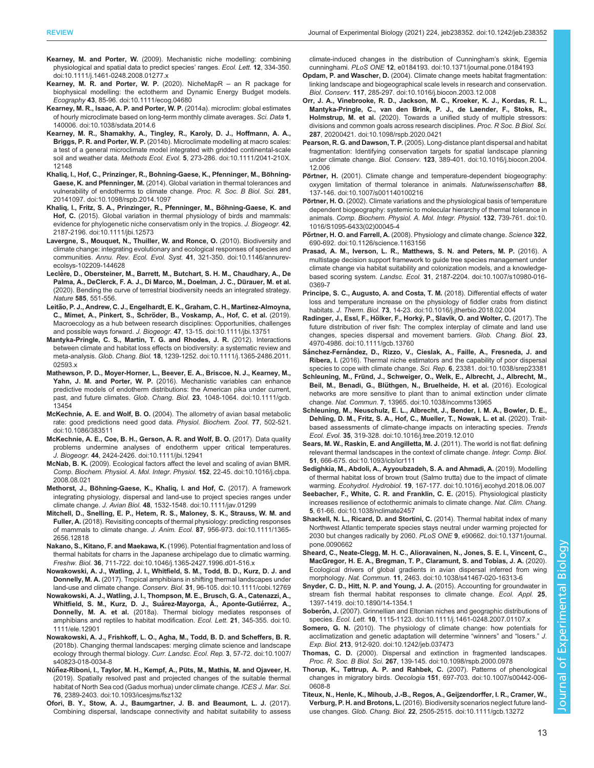**Kearney, M. and Porter, W.** (2009). Mechanistic niche modelling: combining physiological and spatial data to predict species' ranges. *Ecol. Lett.* **12**, 334-350. doi:10.1111/j.1461-0248.2008.01277.x

**Kearney, M. R. and Porter, W. P.** (2020). NicheMapR – an R package for biophysical modelling: the ectotherm and Dynamic Energy Budget models. *Ecography* **43**, 85-96. doi:10.1111/ecog.04680

**Kearney, M. R., Isaac, A. P. and Porter, W. P.** (2014a). microclim: global estimates of hourly microclimate based on long-term monthly climate averages. *Sci. Data* **1**, 140006. doi:10.1038/sdata.2014.6

**Kearney, M. R., Shamakhy, A., Tingley, R., Karoly, D. J., Hoffmann, A. A., Briggs, P. R. and Porter, W. P.** (2014b). Microclimate modelling at macro scales: a test of a general microclimate model integrated with gridded continental-scale soil and weather data. *Methods Ecol. Evol.* **5**, 273-286. doi:10.1111/2041-210X.12148

**Khaliq, I., Hof, C., Prinzinger, R., Bohning-Gaese, K., Pfenninger, M., Böhning-Gaese, K. and Pfenninger, M.** (2014). Global variation in thermal tolerances and vulnerability of endotherms to climate change. *Proc. R. Soc. B Biol. Sci.* **281**, 20141097. doi:10.1098/rspb.2014.1097

**Khaliq, I., Fritz, S. A., Prinzinger, R., Pfenninger, M., Böhning-Gaese, K. and Hof, C.** (2015). Global variation in thermal physiology of birds and mammals: evidence for phylogenetic niche conservatism only in the tropics. *J. Biogeogr.* **42**, 2187-2196. doi:10.1111/jbi.12573

**Lavergne, S., Mouquet, N., Thuiller, W. and Ronce, O.** (2010). Biodiversity and climate change: integrating evolutionary and ecological responses of species and communities. *Annu. Rev. Ecol. Evol. Syst.* **41**, 321-350. doi:10.1146/annurev-ecolsys-102209-144628

**Leclère, D., Obersteiner, M., Barrett, M., Butchart, S. H. M., Chaudhary, A., De Palma, A., DeClerck, F. A. J., Di Marco, M., Doelman, J. C., Dürauer, M. et al.** (2020). Bending the curve of terrestrial biodiversity needs an integrated strategy. *Nature* **585**, 551-556.

**Leitão, P. J., Andrew, C. J., Engelhardt, E. K., Graham, C. H., Martinez-Almoyna, C., Mimet, A., Pinkert, S., Schröder, B., Voskamp, A., Hof, C. et al.** (2019). Macroecology as a hub between research disciplines: Opportunities, challenges and possible ways forward. *J. Biogeogr.* **47**, 13-15. doi:10.1111/jbi.13751

**Mantyka-Pringle, C. S., Martin, T. G. and Rhodes, J. R.** (2012). Interactions between climate and habitat loss effects on biodiversity: a systematic review and meta-analysis. *Glob. Chang. Biol.* **18**, 1239-1252. doi:10.1111/j.1365-2486.2011.02593.x

**Mathewson, P. D., Moyer-Horner, L., Beever, E. A., Briscoe, N. J., Kearney, M., Yahn, J. M. and Porter, W. P.** (2016). Mechanistic variables can enhance predictive models of endotherm distributions: the American pika under current, past, and future climates. *Glob. Chang. Biol.* **23**, 1048-1064. doi:10.1111/gcb.13454

**McKechnie, A. E. and Wolf, B. O.** (2004). The allometry of avian basal metabolic rate: good predictions need good data. *Physiol. Biochem. Zool.* **77**, 502-521. doi:10.1086/383511

**McKechnie, A. E., Coe, B. H., Gerson, A. R. and Wolf, B. O.** (2017). Data quality problems undermine analyses of endotherm upper critical temperatures. *J. Biogeogr.* **44**, 2424-2426. doi:10.1111/jbi.12941

**McNab, B. K.** (2009). Ecological factors affect the level and scaling of avian BMR. *Comp. Biochem. Physiol. A. Mol. Integr. Physiol.* **152**, 22-45. doi:10.1016/j.cbpa.2008.08.021

**Methorst, J., Böhning-Gaese, K., Khaliq, I. and Hof, C.** (2017). A framework integrating physiology, dispersal and land-use to project species ranges under climate change. *J. Avian Biol.* **48**, 1532-1548. doi:10.1111/jav.01299

**Mitchell, D., Snelling, E. P., Hetem, R. S., Maloney, S. K., Strauss, W. M. and Fuller, A.** (2018). Revisiting concepts of thermal physiology: predicting responses of mammals to climate change. *J. Anim. Ecol.* **87**, 956-973. doi:10.1111/1365-2656.12818

**Nakano, S., Kitano, F. and Maekawa, K.** (1996). Potential fragmentation and loss of thermal habitats for charrs in the Japanese archipelago due to climatic warming. *Freshw. Biol.* **36**, 711-722. doi:10.1046/j.1365-2427.1996.d01-516.x

**Nowakowski, A. J., Watling, J. I., Whitfield, S. M., Todd, B. D., Kurz, D. J. and Donnelly, M. A.** (2017). Tropical amphibians in shifting thermal landscapes under land-use and climate change. *Conserv. Biol.* **31**, 96-105. doi:10.1111/cobi.12769

**Nowakowski, A. J., Watling, J. I., Thompson, M. E., Brusch, G. A., Catenazzi, A., Whitfield, S. M., Kurz, D. J., Suárez-Mayorga, Á., Aponte-Gutiérrez, A., Donnelly, M. A. et al.** (2018a). Thermal biology mediates responses of amphibians and reptiles to habitat modification. *Ecol. Lett.* **21**, 345-355. doi:10.1111/ele.12901

**Nowakowski, A. J., Frishkoff, L. O., Agha, M., Todd, B. D. and Scheffers, B. R.** (2018b). Changing thermal landscapes: merging climate science and landscape ecology through thermal biology. *Curr. Landsc. Ecol. Rep.* **3**, 57-72. doi:10.1007/s40823-018-0034-8

**Núñez-Riboni, I., Taylor, M. H., Kempf, A., Püts, M., Mathis, M. and Ojaveer, H.** (2019). Spatially resolved past and projected changes of the suitable thermal habitat of North Sea cod (Gadus morhua) under climate change. *ICES J. Mar. Sci.* **76**, 2389-2403. doi:10.1093/icesjms/fsz132

**Ofori, B. Y., Stow, A. J., Baumgartner, J. B. and Beaumont, L. J.** (2017). Combining dispersal, landscape connectivity and habitat suitability to assess climate-induced changes in the distribution of Cunningham's skink, Egernia cunninghami. *PLoS ONE* **12**, e0184193. doi:10.1371/journal.pone.0184193

**Opdam, P. and Wascher, D.** (2004). Climate change meets habitat fragmentation: linking landscape and biogeographical scale levels in research and conservation. *Biol. Conserv.* **117**, 285-297. doi:10.1016/j.biocon.2003.12.008

**Orr, J. A., Vinebrooke, R. D., Jackson, M. C., Kroeker, K. J., Kordas, R. L., Mantyka-Pringle, C., van den Brink, P. J., de Laender, F., Stoks, R., Holmstrup, M. et al.** (2020). Towards a unified study of multiple stressors: divisions and common goals across research disciplines. *Proc. R Soc. B Biol. Sci.* **287**, 20200421. doi:10.1098/rspb.2020.0421

**Pearson, R. G. and Dawson, T. P.** (2005). Long-distance plant dispersal and habitat fragmentation: Identifying conservation targets for spatial landscape planning under climate change. *Biol. Conserv.* **123**, 389-401. doi:10.1016/j.biocon.2004.12.006

**Pörtner, H.** (2001). Climate change and temperature-dependent biogeography: oxygen limitation of thermal tolerance in animals. *Naturwissenschaften* **88**, 137-146. doi:10.1007/s001140100216

**Pörtner, H. O.** (2002). Climate variations and the physiological basis of temperature dependent biogeography: systemic to molecular hierarchy of thermal tolerance in animals. *Comp. Biochem. Physiol. A. Mol. Integr. Physiol.* **132**, 739-761. doi:10.1016/S1095-6433(02)00045-4

**Pörtner, H. O. and Farrell, A.** (2008). Physiology and climate change. *Science* **322**, 690-692. doi:10.1126/science.1163156

**Prasad, A. M., Iverson, L. R., Matthews, S. N. and Peters, M. P.** (2016). A multistage decision support framework to guide tree species management under climate change via habitat suitability and colonization models, and a knowledge-based scoring system. *Landsc. Ecol.* **31**, 2187-2204. doi:10.1007/s10980-016-0369-7

**Principe, S. C., Augusto, A. and Costa, T. M.** (2018). Differential effects of water loss and temperature increase on the physiology of fiddler crabs from distinct habitats. *J. Therm. Biol.* **73**, 14-23. doi:10.1016/j.jtherbio.2018.02.004

**Radinger, J., Essl, F., Hölker, F., Horký, P., Slavík, O. and Wolter, C.** (2017). The future distribution of river fish: The complex interplay of climate and land use changes, species dispersal and movement barriers. *Glob. Chang. Biol.* **23**, 4970-4986. doi:10.1111/gcb.13760

**Sánchez-Fernández, D., Rizzo, V., Cieslak, A., Faille, A., Fresneda, J. and Ribera, I.** (2016). Thermal niche estimators and the capability of poor dispersal species to cope with climate change. *Sci. Rep.* **6**, 23381. doi:10.1038/srep23381

**Schleuning, M., Fründ, J., Schweiger, O., Welk, E., Albrecht, J., Albrecht, M., Beil, M., Benadi, G., Blüthgen, N., Bruelheide, H. et al.** (2016). Ecological networks are more sensitive to plant than to animal extinction under climate change. *Nat. Commun.* **7**, 13965. doi:10.1038/ncomms13965

**Schleuning, M., Neuschulz, E. L., Albrecht, J., Bender, I. M. A., Bowler, D. E., Dehling, D. M., Fritz, S. A., Hof, C., Mueller, T., Nowak, L. et al.** (2020). Trait-based assessments of climate-change impacts on interacting species. *Trends Ecol. Evol.* **35**, 319-328. doi:10.1016/j.tree.2019.12.010

**Sears, M. W., Raskin, E. and Angilletta, M. J.** (2011). The world is not flat: defining relevant thermal landscapes in the context of climate change. *Integr. Comp. Biol.* **51**, 666-675. doi:10.1093/icb/icr111

**Sedighkia, M., Abdoli, A., Ayyoubzadeh, S. A. and Ahmadi, A.** (2019). Modelling of thermal habitat loss of brown trout (Salmo trutta) due to the impact of climate warming. *Ecohydrol. Hydrobiol.* **19**, 167-177. doi:10.1016/j.ecohyd.2018.06.007

**Seebacher, F., White, C. R. and Franklin, C. E.** (2015). Physiological plasticity increases resilience of ectothermic animals to climate change. *Nat. Clim. Chang.* **5**, 61-66. doi:10.1038/nclimate2457

**Shackell, N. L., Ricard, D. and Stortini, C.** (2014). Thermal habitat index of many Northwest Atlantic temperate species stays neutral under warming projected for 2030 but changes radically by 2060. *PLoS ONE* **9**, e90662. doi:10.1371/journal.pone.0090662

**Sheard, C., Neate-Clegg, M. H. C., Alioravainen, N., Jones, S. E. I., Vincent, C., MacGregor, H. E. A., Bregman, T. P., Claramunt, S. and Tobias, J. A.** (2020). Ecological drivers of global gradients in avian dispersal inferred from wing morphology. *Nat. Commun.* **11**, 2463. doi:10.1038/s41467-020-16313-6

**Snyder, C. D., Hitt, N. P. and Young, J. A.** (2015). Accounting for groundwater in stream fish thermal habitat responses to climate change. *Ecol. Appl.* **25**, 1397-1419. doi:10.1890/14-1354.1

**Soberón, J.** (2007). Grinnellian and Eltonian niches and geographic distributions of species. *Ecol. Lett.* **10**, 1115-1123. doi:10.1111/j.1461-0248.2007.01107.x

**Somero, G. N.** (2010). The physiology of climate change: how potentials for acclimatization and genetic adaptation will determine "winners" and "losers." *J. Exp. Biol.* **213**, 912-920. doi:10.1242/jeb.037473

**Thomas, C. D.** (2000). Dispersal and extinction in fragmented landscapes. *Proc. R. Soc. B Biol. Sci.* **267**, 139-145. doi:10.1098/rspb.2000.0978

**Thorup, K., Tøttrup, A. P. and Rahbek, C.** (2007). Patterns of phenological changes in migratory birds. *Oecologia* **151**, 697-703. doi:10.1007/s00442-006-0608-8

**Titeux, N., Henle, K., Mihoub, J.-B., Regos, A., Geijzendorffer, I. R., Cramer, W., Verburg, P. H. and Brotons, L.** (2016). Biodiversity scenarios neglect future land-use changes. *Glob. Chang. Biol.* **22**, 2505-2515. doi:10.1111/gcb.13272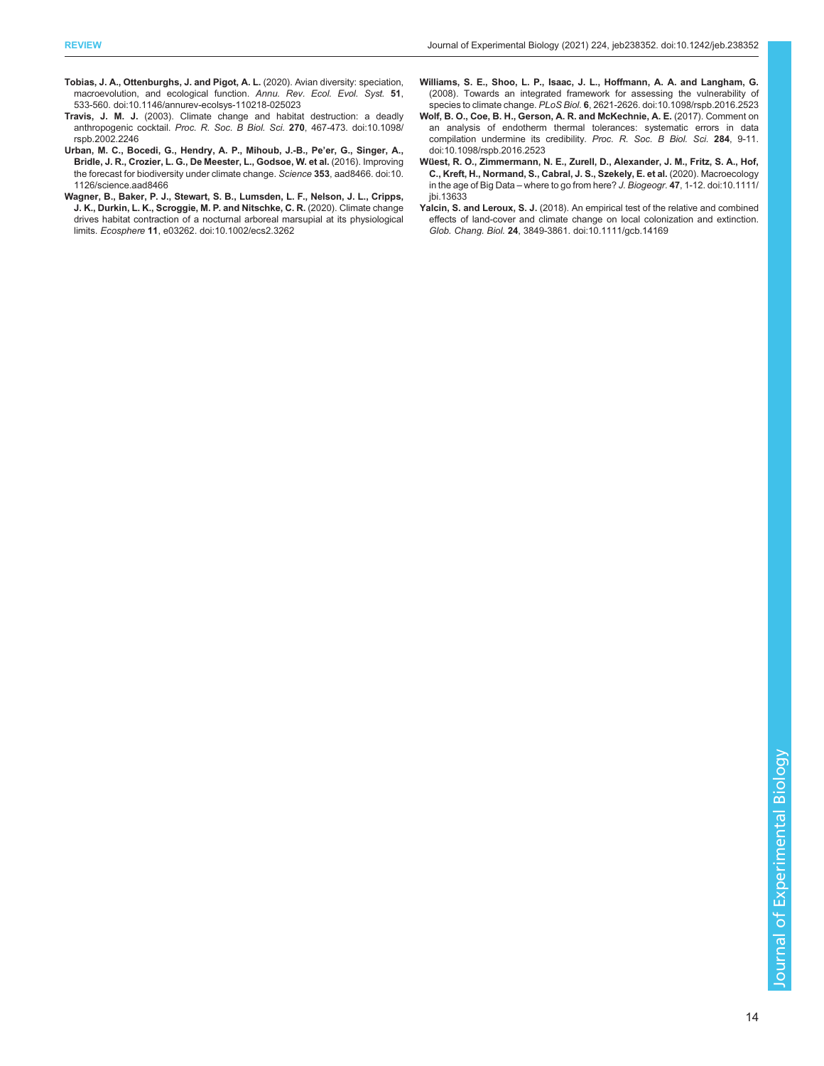**Tobias, J. A., Ottenburghs, J. and Pigot, A. L.** (2020). Avian diversity: speciation, macroevolution, and ecological function. *Annu. Rev. Ecol. Evol. Syst.* **51**, 533-560. doi:10.1146/annurev-ecolsys-110218-025023

**Travis, J. M. J.** (2003). Climate change and habitat destruction: a deadly anthropogenic cocktail. *Proc. R. Soc. B Biol. Sci.* **270**, 467-473. doi:10.1098/rspb.2002.2246

**Urban, M. C., Bocedi, G., Hendry, A. P., Mihoub, J.-B., Pe'er, G., Singer, A., Bridle, J. R., Crozier, L. G., De Meester, L., Godsoe, W. et al.** (2016). Improving the forecast for biodiversity under climate change. *Science* **353**, aad8466. doi:10.1126/science.aad8466

**Wagner, B., Baker, P. J., Stewart, S. B., Lumsden, L. F., Nelson, J. L., Cripps, J. K., Durkin, L. K., Scroggie, M. P. and Nitschke, C. R.** (2020). Climate change drives habitat contraction of a nocturnal arboreal marsupial at its physiological limits. *Ecosphere* **11**, e03262. doi:10.1002/ecs2.3262

**Williams, S. E., Shoo, L. P., Isaac, J. L., Hoffmann, A. A. and Langham, G.** (2008). Towards an integrated framework for assessing the vulnerability of species to climate change. *PLoS Biol.* **6**, 2621-2626. doi:10.1098/rspb.2016.2523

**Wolf, B. O., Coe, B. H., Gerson, A. R. and McKechnie, A. E.** (2017). Comment on an analysis of endotherm thermal tolerances: systematic errors in data compilation undermine its credibility. *Proc. R. Soc. B Biol. Sci.* **284**, 9-11. doi:10.1098/rspb.2016.2523

**Wüest, R. O., Zimmermann, N. E., Zurell, D., Alexander, J. M., Fritz, S. A., Hof, C., Kreft, H., Normand, S., Cabral, J. S., Szekely, E. et al.** (2020). Macroecology in the age of Big Data – where to go from here? *J. Biogeogr.* **47**, 1-12. doi:10.1111/jbi.13633

**Yalcin, S. and Leroux, S. J.** (2018). An empirical test of the relative and combined effects of land-cover and climate change on local colonization and extinction. *Glob. Chang. Biol.* **24**, 3849-3861. doi:10.1111/gcb.14169